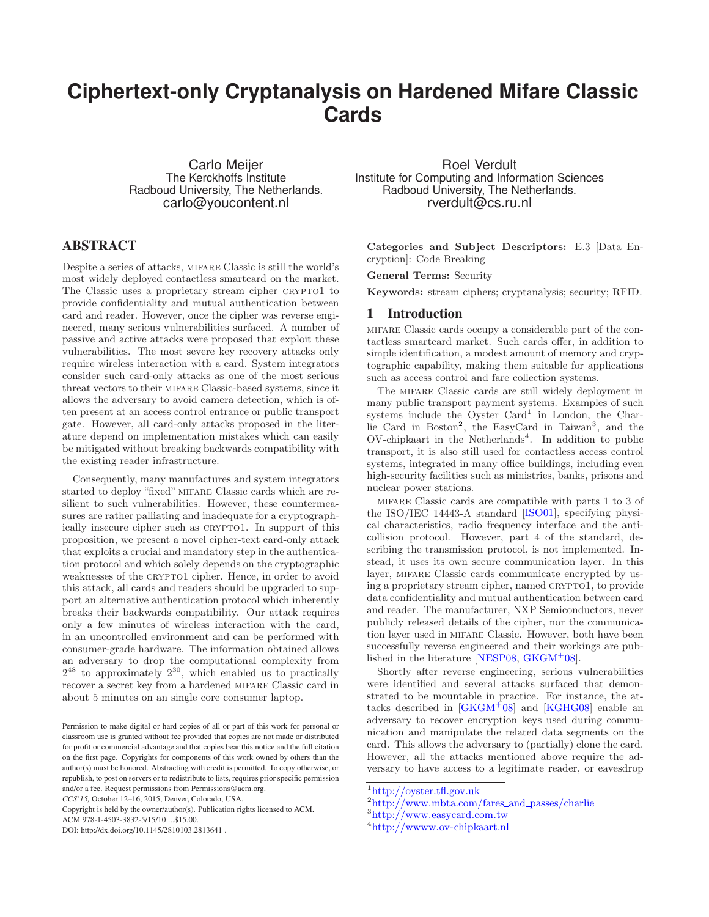# Ciphertext-only Cryptanalysis on Hardened Mifare Classic Cards

Carlo Meijer
The Kerckhoffs Institute
Radboud University, The Netherlands.
carlo@youcontent.nl

Roel Verdult
Institute for Computing and Information Sciences
Radboud University, The Netherlands.
rverdult@cs.ru.nl

## ABSTRACT

Despite a series of attacks, MIFARE Classic is still the world's most widely deployed contactless smartcard on the market. The Classic uses a proprietary stream cipher CRYPTO1 to provide confidentiality and mutual authentication between card and reader. However, once the cipher was reverse engineered, many serious vulnerabilities surfaced. A number of passive and active attacks were proposed that exploit these vulnerabilities. The most severe key recovery attacks only require wireless interaction with a card. System integrators consider such card-only attacks as one of the most serious threat vectors to their MIFARE Classic-based systems, since it allows the adversary to avoid camera detection, which is often present at an access control entrance or public transport gate. However, all card-only attacks proposed in the literature depend on implementation mistakes which can easily be mitigated without breaking backwards compatibility with the existing reader infrastructure.

Consequently, many manufactures and system integrators started to deploy "fixed" MIFARE Classic cards which are resilient to such vulnerabilities. However, these countermeasures are rather palliating and inadequate for a cryptographically insecure cipher such as CRYPTO1. In support of this proposition, we present a novel cipher-text card-only attack that exploits a crucial and mandatory step in the authentication protocol and which solely depends on the cryptographic weaknesses of the CRYPTO1 cipher. Hence, in order to avoid this attack, all cards and readers should be upgraded to support an alternative authentication protocol which inherently breaks their backwards compatibility. Our attack requires only a few minutes of wireless interaction with the card, in an uncontrolled environment and can be performed with consumer-grade hardware. The information obtained allows an adversary to drop the computational complexity from $2^{48}$ to approximately $2^{30}$, which enabled us to practically recover a secret key from a hardened MIFARE Classic card in about 5 minutes on an single core consumer laptop.

Permission to make digital or hard copies of all or part of this work for personal or classroom use is granted without fee provided that copies are not made or distributed for profit or commercial advantage and that copies bear this notice and the full citation on the first page. Copyrights for components of this work owned by others than the author(s) must be honored. Abstracting with credit is permitted. To copy otherwise, or republish, to post on servers or to redistribute to lists, requires prior specific permission and/or a fee. Request permissions from Permissions@acm.org.
*CCS'15,* October 12–16, 2015, Denver, Colorado, USA.
Copyright is held by the owner/author(s). Publication rights licensed to ACM.
ACM 978-1-4503-3832-5/15/10 ...$15.00.
DOI: http://dx.doi.org/10.1145/2810103.2813641 .

**Categories and Subject Descriptors:** E.3 [Data Encryption]: Code Breaking

**General Terms:** Security

**Keywords:** stream ciphers; cryptanalysis; security; RFID.

## 1 Introduction

MIFARE Classic cards occupy a considerable part of the contactless smartcard market. Such cards offer, in addition to simple identification, a modest amount of memory and cryptographic capability, making them suitable for applications such as access control and fare collection systems.

The MIFARE Classic cards are still widely deployment in many public transport payment systems. Examples of such systems include the Oyster Card[1] in London, the Charlie Card in Boston[2], the EasyCard in Taiwan[3], and the OV-chipkaart in the Netherlands[4]. In addition to public transport, it is also still used for contactless access control systems, integrated in many office buildings, including even high-security facilities such as ministries, banks, prisons and nuclear power stations.

MIFARE Classic cards are compatible with parts 1 to 3 of the ISO/IEC 14443-A standard [ISO01], specifying physical characteristics, radio frequency interface and the anti-collision protocol. However, part 4 of the standard, describing the transmission protocol, is not implemented. Instead, it uses its own secure communication layer. In this layer, MIFARE Classic cards communicate encrypted by using a proprietary stream cipher, named CRYPTO1, to provide data confidentiality and mutual authentication between card and reader. The manufacturer, NXP Semiconductors, never publicly released details of the cipher, nor the communication layer used in MIFARE Classic. However, both have been successfully reverse engineered and their workings are published in the literature [NESP08, GKGM+08].

Shortly after reverse engineering, serious vulnerabilities were identified and several attacks surfaced that demonstrated to be mountable in practice. For instance, the attacks described in [GKGM+08] and [KGHG08] enable an adversary to recover encryption keys used during communication and manipulate the related data segments on the card. This allows the adversary to (partially) clone the card. However, all the attacks mentioned above require the adversary to have access to a legitimate reader, or eavesdrop

[1] http://oyster.tfl.gov.uk
[2] http://www.mbta.com/fares_and_passes/charlie
[3] http://www.easycard.com.tw
[4] http://wwww.ov-chipkaart.nl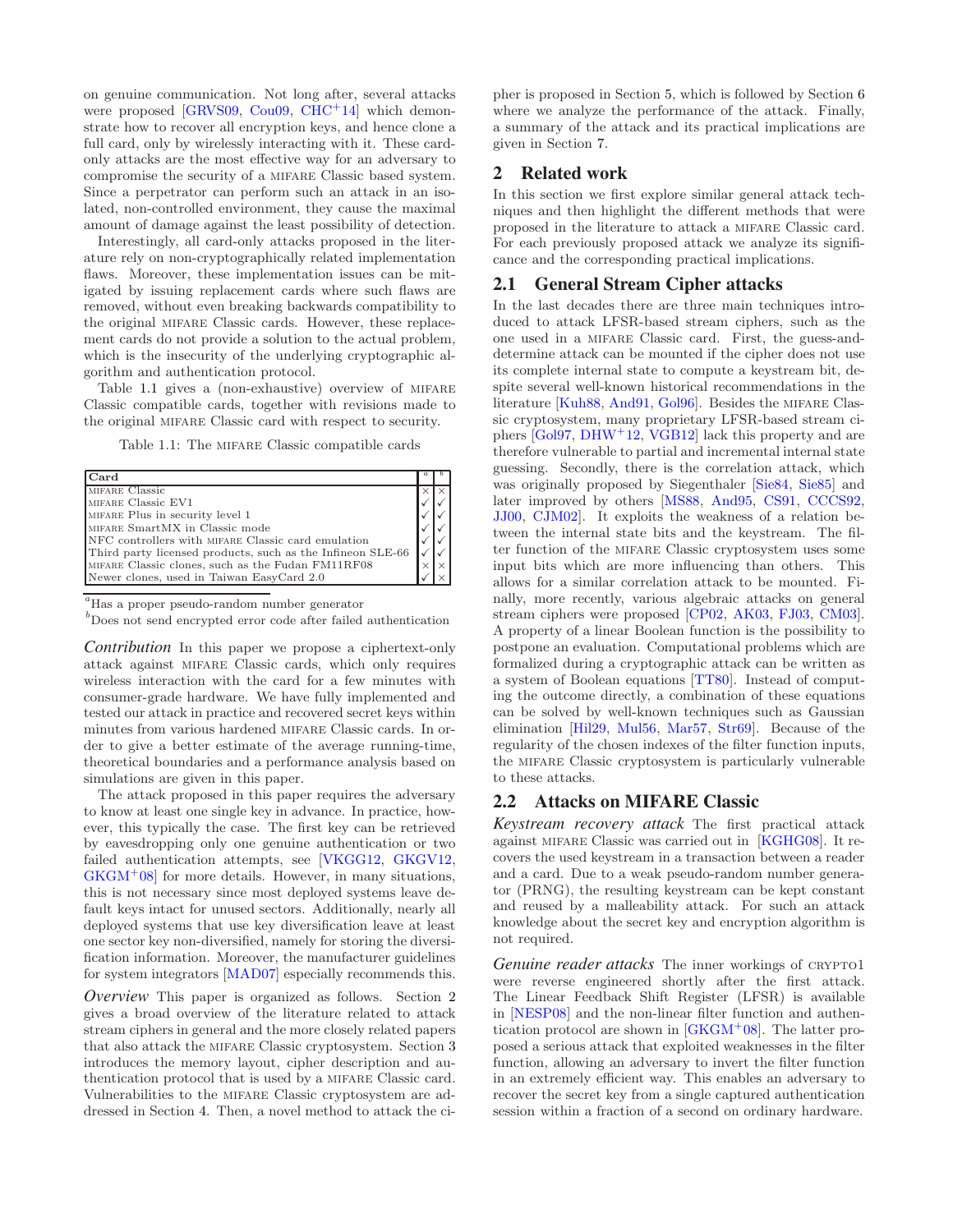on genuine communication. Not long after, several attacks were proposed [GRVS09, Cou09, CHC+14] which demonstrate how to recover all encryption keys, and hence clone a full card, only by wirelessly interacting with it. These card-only attacks are the most effective way for an adversary to compromise the security of a MIFARE Classic based system. Since a perpetrator can perform such an attack in an isolated, non-controlled environment, they cause the maximal amount of damage against the least possibility of detection.

Interestingly, all card-only attacks proposed in the literature rely on non-cryptographically related implementation flaws. Moreover, these implementation issues can be mitigated by issuing replacement cards where such flaws are removed, without even breaking backwards compatibility to the original MIFARE Classic cards. However, these replacement cards do not provide a solution to the actual problem, which is the insecurity of the underlying cryptographic algorithm and authentication protocol.

Table 1.1 gives a (non-exhaustive) overview of MIFARE Classic compatible cards, together with revisions made to the original MIFARE Classic card with respect to security.

Table 1.1: The MIFARE Classic compatible cards

| Card | [a] | [b] |
|---|---|---|
| MIFARE Classic | × | × |
| MIFARE Classic EV1 | ✓ | ✓ |
| MIFARE Plus in security level 1 | ✓ | ✓ |
| MIFARE SmartMX in Classic mode | ✓ | ✓ |
| NFC controllers with MIFARE Classic card emulation | ✓ | ✓ |
| Third party licensed products, such as the Infineon SLE-66 | ✓ | ✓ |
| MIFARE Classic clones, such as the Fudan FM11RF08 | × | × |
| Newer clones, used in Taiwan EasyCard 2.0 | ✓ | × |

[a] Has a proper pseudo-random number generator
[b] Does not send encrypted error code after failed authentication

*Contribution* In this paper we propose a ciphertext-only attack against MIFARE Classic cards, which only requires wireless interaction with the card for a few minutes with consumer-grade hardware. We have fully implemented and tested our attack in practice and recovered secret keys within minutes from various hardened MIFARE Classic cards. In order to give a better estimate of the average running-time, theoretical boundaries and a performance analysis based on simulations are given in this paper.

The attack proposed in this paper requires the adversary to know at least one single key in advance. In practice, however, this typically the case. The first key can be retrieved by eavesdropping only one genuine authentication or two failed authentication attempts, see [VKGG12, GKGV12, GKGM+08] for more details. However, in many situations, this is not necessary since most deployed systems leave default keys intact for unused sectors. Additionally, nearly all deployed systems that use key diversification leave at least one sector key non-diversified, namely for storing the diversification information. Moreover, the manufacturer guidelines for system integrators [MAD07] especially recommends this.

*Overview* This paper is organized as follows. Section 2 gives a broad overview of the literature related to attack stream ciphers in general and the more closely related papers that also attack the MIFARE Classic cryptosystem. Section 3 introduces the memory layout, cipher description and authentication protocol that is used by a MIFARE Classic card. Vulnerabilities to the MIFARE Classic cryptosystem are addressed in Section 4. Then, a novel method to attack the cipher is proposed in Section 5, which is followed by Section 6 where we analyze the performance of the attack. Finally, a summary of the attack and its practical implications are given in Section 7.

## 2 Related work

In this section we first explore similar general attack techniques and then highlight the different methods that were proposed in the literature to attack a MIFARE Classic card. For each previously proposed attack we analyze its significance and the corresponding practical implications.

### 2.1 General Stream Cipher attacks

In the last decades there are three main techniques introduced to attack LFSR-based stream ciphers, such as the one used in a MIFARE Classic card. First, the guess-and-determine attack can be mounted if the cipher does not use its complete internal state to compute a keystream bit, despite several well-known historical recommendations in the literature [Kuh88, And91, Gol96]. Besides the MIFARE Classic cryptosystem, many proprietary LFSR-based stream ciphers [Gol97, DHW+12, VGB12] lack this property and are therefore vulnerable to partial and incremental internal state guessing. Secondly, there is the correlation attack, which was originally proposed by Siegenthaler [Sie84, Sie85] and later improved by others [MS88, And95, CS91, CCCS92, JJ00, CJM02]. It exploits the weakness of a relation between the internal state bits and the keystream. The filter function of the MIFARE Classic cryptosystem uses some input bits which are more influencing than others. This allows for a similar correlation attack to be mounted. Finally, more recently, various algebraic attacks on general stream ciphers were proposed [CP02, AK03, FJ03, CM03]. A property of a linear Boolean function is the possibility to postpone an evaluation. Computational problems which are formalized during a cryptographic attack can be written as a system of Boolean equations [TT80]. Instead of computing the outcome directly, a combination of these equations can be solved by well-known techniques such as Gaussian elimination [Hil29, Mul56, Mar57, Str69]. Because of the regularity of the chosen indexes of the filter function inputs, the MIFARE Classic cryptosystem is particularly vulnerable to these attacks.

### 2.2 Attacks on MIFARE Classic

*Keystream recovery attack* The first practical attack against MIFARE Classic was carried out in [KGHG08]. It recovers the used keystream in a transaction between a reader and a card. Due to a weak pseudo-random number generator (PRNG), the resulting keystream can be kept constant and reused by a malleability attack. For such an attack knowledge about the secret key and encryption algorithm is not required.

*Genuine reader attacks* The inner workings of CRYPTO1 were reverse engineered shortly after the first attack. The Linear Feedback Shift Register (LFSR) is available in [NESP08] and the non-linear filter function and authentication protocol are shown in [GKGM+08]. The latter proposed a serious attack that exploited weaknesses in the filter function, allowing an adversary to invert the filter function in an extremely efficient way. This enables an adversary to recover the secret key from a single captured authentication session within a fraction of a second on ordinary hardware.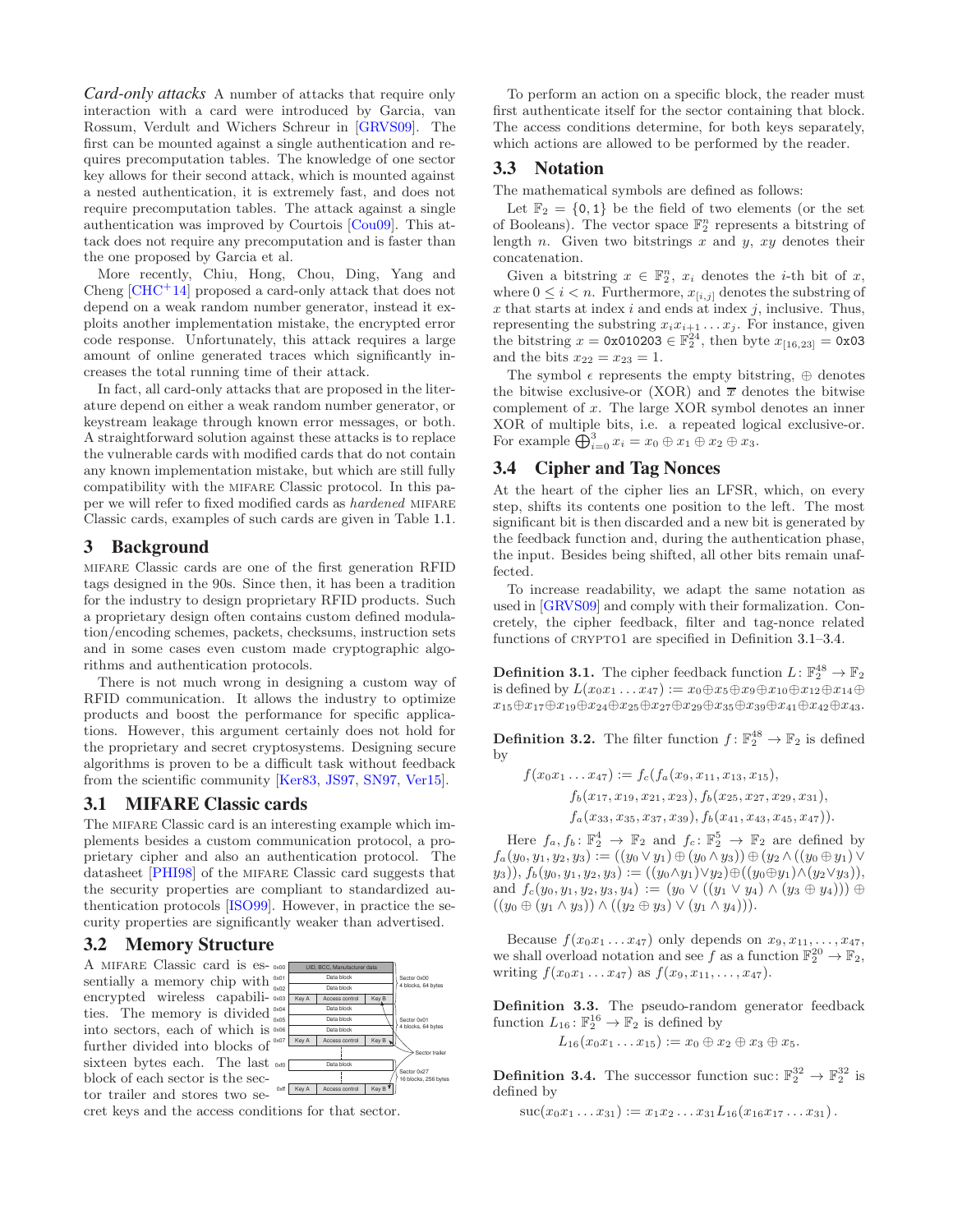*Card-only attacks* A number of attacks that require only interaction with a card were introduced by Garcia, van Rossum, Verdult and Wichers Schreur in [GRVS09]. The first can be mounted against a single authentication and requires precomputation tables. The knowledge of one sector key allows for their second attack, which is mounted against a nested authentication, it is extremely fast, and does not require precomputation tables. The attack against a single authentication was improved by Courtois [Cou09]. This attack does not require any precomputation and is faster than the one proposed by Garcia et al.

More recently, Chiu, Hong, Chou, Ding, Yang and Cheng [CHC+14] proposed a card-only attack that does not depend on a weak random number generator, instead it exploits another implementation mistake, the encrypted error code response. Unfortunately, this attack requires a large amount of online generated traces which significantly increases the total running time of their attack.

In fact, all card-only attacks that are proposed in the literature depend on either a weak random number generator, or keystream leakage through known error messages, or both. A straightforward solution against these attacks is to replace the vulnerable cards with modified cards that do not contain any known implementation mistake, but which are still fully compatibility with the MIFARE Classic protocol. In this paper we will refer to fixed modified cards as *hardened* MIFARE Classic cards, examples of such cards are given in Table 1.1.

## 3 Background

MIFARE Classic cards are one of the first generation RFID tags designed in the 90s. Since then, it has been a tradition for the industry to design proprietary RFID products. Such a proprietary design often contains custom defined modulation/encoding schemes, packets, checksums, instruction sets and in some cases even custom made cryptographic algorithms and authentication protocols.

There is not much wrong in designing a custom way of RFID communication. It allows the industry to optimize products and boost the performance for specific applications. However, this argument certainly does not hold for the proprietary and secret cryptosystems. Designing secure algorithms is proven to be a difficult task without feedback from the scientific community [Ker83, JS97, SN97, Ver15].

### 3.1 MIFARE Classic cards

The MIFARE Classic card is an interesting example which implements besides a custom communication protocol, a proprietary cipher and also an authentication protocol. The datasheet [PHI98] of the MIFARE Classic card suggests that the security properties are compliant to standardized authentication protocols [ISO99]. However, in practice the security properties are significantly weaker than advertised.

### 3.2 Memory Structure

A MIFARE Classic card is essentially a memory chip with encrypted wireless capabilities. The memory is divided into sectors, each of which is further divided into blocks of sixteen bytes each. The last block of each sector is the sector trailer and stores two secret keys and the access conditions for that sector.

0x00 UID, BCC, Manufacturer data
0x01 Data block
0x02 Data block
0x03 Key A Access control Key B
Sector 0x00
4 blocks, 64 bytes
0x04 Data block
0x05 Data block
0x06 Data block
0x07 Key A Access control Key B
Sector 0x01
4 blocks, 64 bytes
Sector trailer
0x f0 Data block
0xff Key A Access control Key B
Sector 0x27
16 blocks, 256 bytes

To perform an action on a specific block, the reader must first authenticate itself for the sector containing that block. The access conditions determine, for both keys separately, which actions are allowed to be performed by the reader.

### 3.3 Notation

The mathematical symbols are defined as follows:

Let $\mathbb{F}_2 = \{0, 1\}$ be the field of two elements (or the set of Booleans). The vector space $\mathbb{F}_2^n$ represents a bitstring of length $n$. Given two bitstrings $x$ and $y$, $xy$ denotes their concatenation.

Given a bitstring $x \in \mathbb{F}_2^n$, $x_i$ denotes the $i$-th bit of $x$, where $0 \le i < n$. Furthermore, $x_{[i,j]}$ denotes the substring of $x$ that starts at index $i$ and ends at index $j$, inclusive. Thus, representing the substring $x_i x_{i+1} \dots x_j$. For instance, given the bitstring $x = \texttt{0x010203} \in \mathbb{F}_2^{24}$, then byte $x_{[16,23]} = \texttt{0x03}$ and the bits $x_{22} = x_{23} = 1$.

The symbol $\epsilon$ represents the empty bitstring, $\oplus$ denotes the bitwise exclusive-or (XOR) and $\overline{x}$ denotes the bitwise complement of $x$. The large XOR symbol denotes an inner XOR of multiple bits, i.e. a repeated logical exclusive-or. For example $\bigoplus_{i=0}^{3} x_i = x_0 \oplus x_1 \oplus x_2 \oplus x_3$.

### 3.4 Cipher and Tag Nonces

At the heart of the cipher lies an LFSR, which, on every step, shifts its contents one position to the left. The most significant bit is then discarded and a new bit is generated by the feedback function and, during the authentication phase, the input. Besides being shifted, all other bits remain unaffected.

To increase readability, we adapt the same notation as used in [GRVS09] and comply with their formalization. Concretely, the cipher feedback, filter and tag-nonce related functions of CRYPTO1 are specified in Definition 3.1–3.4.

**Definition 3.1.** The cipher feedback function $L \colon \mathbb{F}_2^{48} \to \mathbb{F}_2$ is defined by $L(x_0 x_1 \dots x_{47}) := x_0 \oplus x_5 \oplus x_9 \oplus x_{10} \oplus x_{12} \oplus x_{14} \oplus x_{15} \oplus x_{17} \oplus x_{19} \oplus x_{24} \oplus x_{25} \oplus x_{27} \oplus x_{29} \oplus x_{35} \oplus x_{39} \oplus x_{41} \oplus x_{42} \oplus x_{43}$.

**Definition 3.2.** The filter function $f \colon \mathbb{F}_2^{48} \to \mathbb{F}_2$ is defined by

$$
\begin{aligned}
f(x_0 x_1 \dots x_{47}) := f_c(&f_a(x_9, x_{11}, x_{13}, x_{15}),\\
&f_b(x_{17}, x_{19}, x_{21}, x_{23}), f_b(x_{25}, x_{27}, x_{29}, x_{31}),\\
&f_a(x_{33}, x_{35}, x_{37}, x_{39}), f_b(x_{41}, x_{43}, x_{45}, x_{47})).
\end{aligned}
$$

Here $f_a, f_b \colon \mathbb{F}_2^4 \to \mathbb{F}_2$ and $f_c \colon \mathbb{F}_2^5 \to \mathbb{F}_2$ are defined by $f_a(y_0, y_1, y_2, y_3) := ((y_0 \vee y_1) \oplus (y_0 \wedge y_3)) \oplus (y_2 \wedge ((y_0 \oplus y_1) \vee y_3))$, $f_b(y_0, y_1, y_2, y_3) := ((y_0 \wedge y_1) \vee y_2) \oplus ((y_0 \oplus y_1) \wedge (y_2 \vee y_3))$, and $f_c(y_0, y_1, y_2, y_3, y_4) := (y_0 \vee ((y_1 \vee y_4) \wedge (y_3 \oplus y_4))) \oplus ((y_0 \oplus (y_1 \wedge y_3)) \wedge ((y_2 \oplus y_3) \vee (y_1 \wedge y_4)))$.

Because $f(x_0 x_1 \dots x_{47})$ only depends on $x_9, x_{11}, \dots, x_{47}$, we shall overload notation and see $f$ as a function $\mathbb{F}_2^{20} \to \mathbb{F}_2$, writing $f(x_0 x_1 \dots x_{47})$ as $f(x_9, x_{11}, \dots, x_{47})$.

**Definition 3.3.** The pseudo-random generator feedback function $L_{16} \colon \mathbb{F}_2^{16} \to \mathbb{F}_2$ is defined by

$$L_{16}(x_0 x_1 \dots x_{15}) := x_0 \oplus x_2 \oplus x_3 \oplus x_5.$$

**Definition 3.4.** The successor function $\mathrm{suc} \colon \mathbb{F}_2^{32} \to \mathbb{F}_2^{32}$ is defined by

$$\mathrm{suc}(x_0 x_1 \dots x_{31}) := x_1 x_2 \dots x_{31} L_{16}(x_{16} x_{17} \dots x_{31}).$$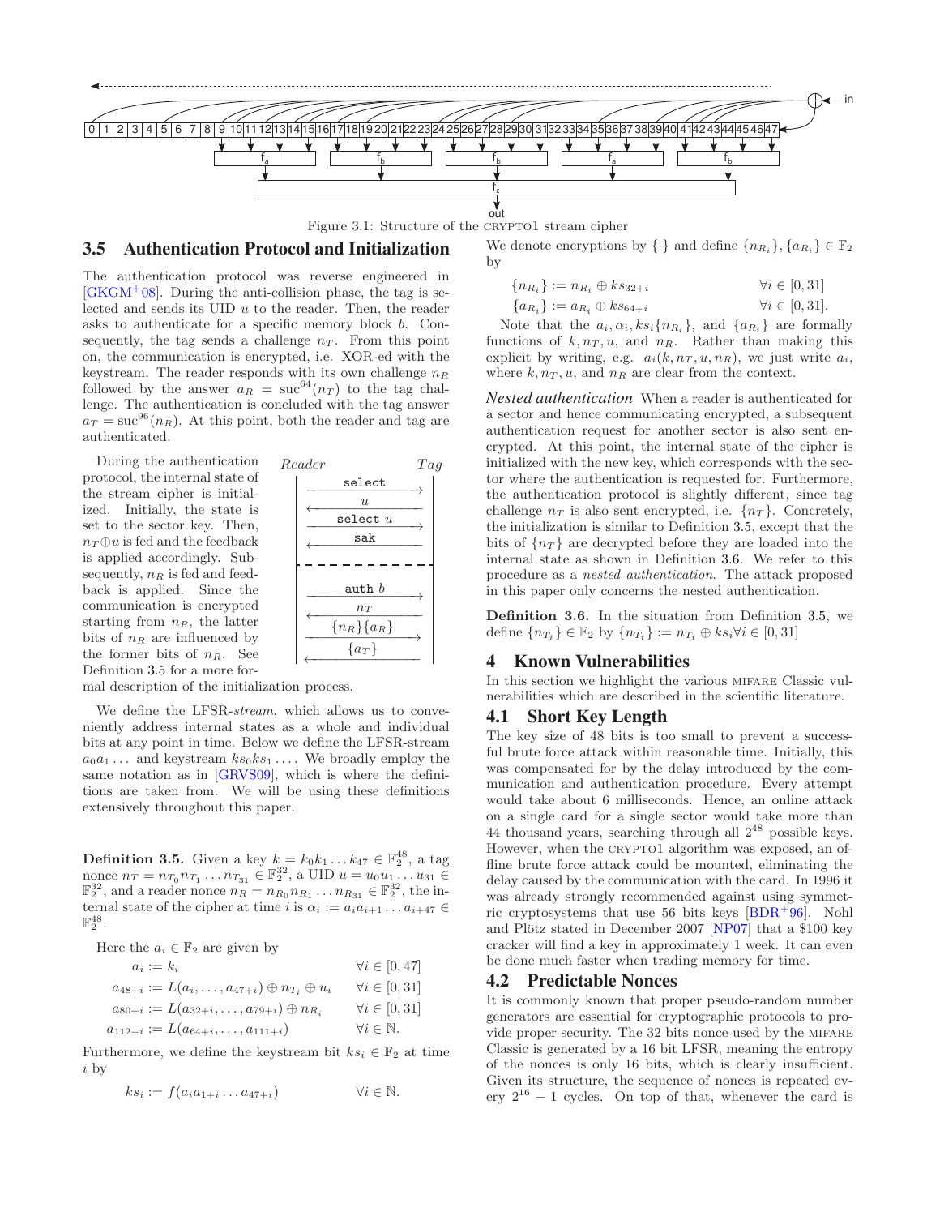0 1 2 3 4 5 6 7 8 9 10 11 12 13 14 15 16 17 18 19 20 21 22 23 24 25 26 27 28 29 30 31 32 33 34 35 36 37 38 39 40 41 42 43 44 45 46 47

in

$f_a$ $f_b$ $f_b$ $f_a$ $f_b$

$f_c$

out

Figure 3.1: Structure of the CRYPTO1 stream cipher

## 3.5 Authentication Protocol and Initialization

The authentication protocol was reverse engineered in [GKGM+08]. During the anti-collision phase, the tag is selected and sends its UID $u$ to the reader. Then, the reader asks to authenticate for a specific memory block $b$. Consequently, the tag sends a challenge $n_T$. From this point on, the communication is encrypted, i.e. XOR-ed with the keystream. The reader responds with its own challenge $n_R$ followed by the answer $a_R = \mathrm{suc}^{64}(n_T)$ to the tag challenge. The authentication is concluded with the tag answer $a_T = \mathrm{suc}^{96}(n_R)$. At this point, both the reader and tag are authenticated.

Reader — Tag

select →

← $u$

select $u$ →

← sak

auth $b$ →

← $n_T$

$\{n_R\}\{a_R\}$ →

← $\{a_T\}$

During the authentication protocol, the internal state of the stream cipher is initialized. Initially, the state is set to the sector key. Then, $n_T \oplus u$ is fed and the feedback is applied accordingly. Subsequently, $n_R$ is fed and feedback is applied. Since the communication is encrypted starting from $n_R$, the latter bits of $n_R$ are influenced by the former bits of $n_R$. See Definition 3.5 for a more formal description of the initialization process.

We define the LFSR-*stream*, which allows us to conveniently address internal states as a whole and individual bits at any point in time. Below we define the LFSR-stream $a_0a_1\dots$ and keystream $ks_0ks_1\dots$. We broadly employ the same notation as in [GRVS09], which is where the definitions are taken from. We will be using these definitions extensively throughout this paper.

**Definition 3.5.** Given a key $k = k_0k_1\dots k_{47} \in \mathbb{F}_2^{48}$, a tag nonce $n_T = n_{T_0}n_{T_1}\dots n_{T_{31}} \in \mathbb{F}_2^{32}$, a UID $u = u_0u_1\dots u_{31} \in \mathbb{F}_2^{32}$, and a reader nonce $n_R = n_{R_0}n_{R_1}\dots n_{R_{31}} \in \mathbb{F}_2^{32}$, the internal state of the cipher at time $i$ is $\alpha_i := a_ia_{i+1}\dots a_{i+47} \in \mathbb{F}_2^{48}$.

Here the $a_i \in \mathbb{F}_2$ are given by

$$
\begin{aligned}
a_i &:= k_i & \forall i \in [0,47]\\
a_{48+i} &:= L(a_i,\dots,a_{47+i}) \oplus n_{T_i} \oplus u_i & \forall i \in [0,31]\\
a_{80+i} &:= L(a_{32+i},\dots,a_{79+i}) \oplus n_{R_i} & \forall i \in [0,31]\\
a_{112+i} &:= L(a_{64+i},\dots,a_{111+i}) & \forall i \in \mathbb{N}.
\end{aligned}
$$

Furthermore, we define the keystream bit $ks_i \in \mathbb{F}_2$ at time $i$ by

$$ks_i := f(a_ia_{1+i}\dots a_{47+i}) \qquad \forall i \in \mathbb{N}.$$

We denote encryptions by $\{\cdot\}$ and define $\{n_{R_i}\}, \{a_{R_i}\} \in \mathbb{F}_2$ by

$$
\begin{aligned}
\{n_{R_i}\} &:= n_{R_i} \oplus ks_{32+i} & \forall i \in [0,31]\\
\{a_{R_i}\} &:= a_{R_i} \oplus ks_{64+i} & \forall i \in [0,31].
\end{aligned}
$$

Note that the $a_i, \alpha_i, ks_i\{n_{R_i}\}$, and $\{a_{R_i}\}$ are formally functions of $k, n_T, u$, and $n_R$. Rather than making this explicit by writing, e.g. $a_i(k, n_T, u, n_R)$, we just write $a_i$, where $k, n_T, u$, and $n_R$ are clear from the context.

*Nested authentication* When a reader is authenticated for a sector and hence communicating encrypted, a subsequent authentication request for another sector is also sent encrypted. At this point, the internal state of the cipher is initialized with the new key, which corresponds with the sector where the authentication is requested for. Furthermore, the authentication protocol is slightly different, since tag challenge $n_T$ is also sent encrypted, i.e. $\{n_T\}$. Concretely, the initialization is similar to Definition 3.5, except that the bits of $\{n_T\}$ are decrypted before they are loaded into the internal state as shown in Definition 3.6. We refer to this procedure as a *nested authentication*. The attack proposed in this paper only concerns the nested authentication.

**Definition 3.6.** In the situation from Definition 3.5, we define $\{n_{T_i}\} \in \mathbb{F}_2$ by $\{n_{T_i}\} := n_{T_i} \oplus ks_i \forall i \in [0,31]$

## 4 Known Vulnerabilities

In this section we highlight the various MIFARE Classic vulnerabilities which are described in the scientific literature.

### 4.1 Short Key Length

The key size of 48 bits is too small to prevent a successful brute force attack within reasonable time. Initially, this was compensated for by the delay introduced by the communication and authentication procedure. Every attempt would take about 6 milliseconds. Hence, an online attack on a single card for a single sector would take more than 44 thousand years, searching through all $2^{48}$ possible keys. However, when the CRYPTO1 algorithm was exposed, an offline brute force attack could be mounted, eliminating the delay caused by the communication with the card. In 1996 it was already strongly recommended against using symmetric cryptosystems that use 56 bits keys [BDR+96]. Nohl and Plötz stated in December 2007 [NP07] that a \$100 key cracker will find a key in approximately 1 week. It can even be done much faster when trading memory for time.

### 4.2 Predictable Nonces

It is commonly known that proper pseudo-random number generators are essential for cryptographic protocols to provide proper security. The 32 bits nonce used by the MIFARE Classic is generated by a 16 bit LFSR, meaning the entropy of the nonces is only 16 bits, which is clearly insufficient. Given its structure, the sequence of nonces is repeated every $2^{16} - 1$ cycles. On top of that, whenever the card is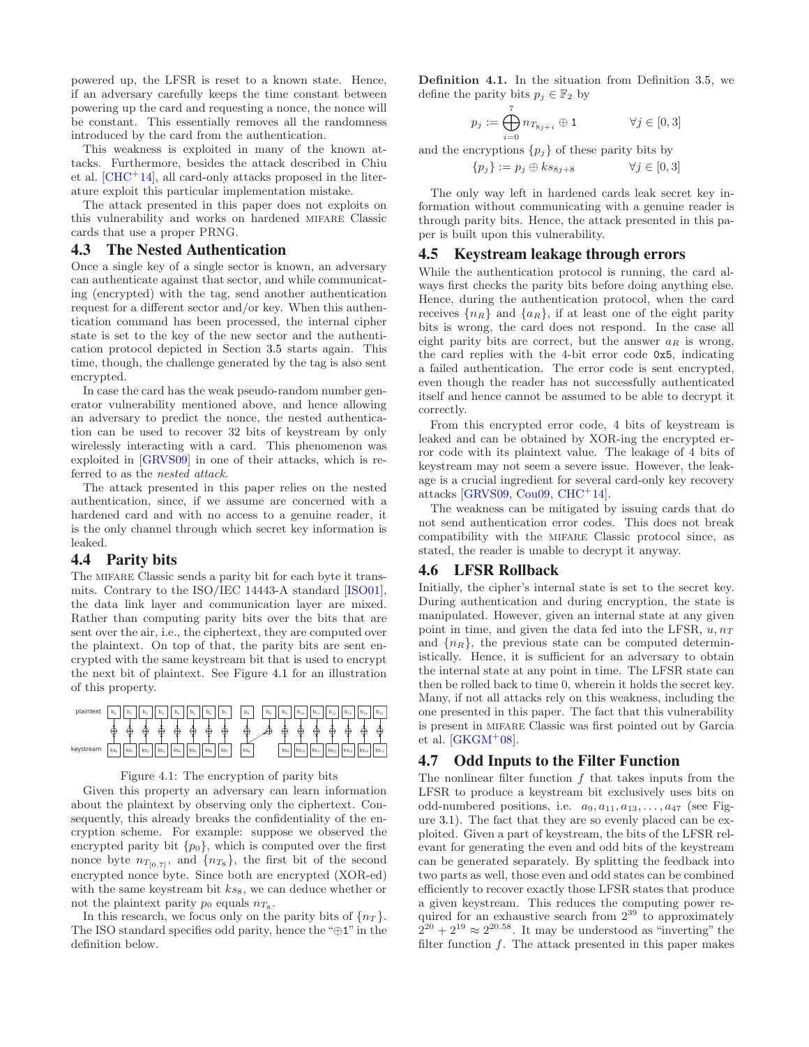powered up, the LFSR is reset to a known state. Hence, if an adversary carefully keeps the time constant between powering up the card and requesting a nonce, the nonce will be constant. This essentially removes all the randomness introduced by the card from the authentication.

This weakness is exploited in many of the known attacks. Furthermore, besides the attack described in Chiu et al. [CHC+14], all card-only attacks proposed in the literature exploit this particular implementation mistake.

The attack presented in this paper does not exploits on this vulnerability and works on hardened MIFARE Classic cards that use a proper PRNG.

## 4.3 The Nested Authentication

Once a single key of a single sector is known, an adversary can authenticate against that sector, and while communicating (encrypted) with the tag, send another authentication request for a different sector and/or key. When this authentication command has been processed, the internal cipher state is set to the key of the new sector and the authentication protocol depicted in Section 3.5 starts again. This time, though, the challenge generated by the tag is also sent encrypted.

In case the card has the weak pseudo-random number generator vulnerability mentioned above, and hence allowing an adversary to predict the nonce, the nested authentication can be used to recover 32 bits of keystream by only wirelessly interacting with a card. This phenomenon was exploited in [GRVS09] in one of their attacks, which is referred to as the *nested attack*.

The attack presented in this paper relies on the nested authentication, since, if we assume are concerned with a hardened card and with no access to a genuine reader, it is the only channel through which secret key information is leaked.

## 4.4 Parity bits

The MIFARE Classic sends a parity bit for each byte it transmits. Contrary to the ISO/IEC 14443-A standard [ISO01], the data link layer and communication layer are mixed. Rather than computing parity bits over the bits that are sent over the air, i.e., the ciphertext, they are computed over the plaintext. On top of that, the parity bits are sent encrypted with the same keystream bit that is used to encrypt the next bit of plaintext. See Figure 4.1 for an illustration of this property.

plaintext $b_0$ $b_1$ $b_2$ $b_3$ $b_4$ $b_5$ $b_6$ $b_7$ $p_0$ $b_8$ $b_9$ $b_{10}$ $b_{11}$ $b_{12}$ $b_{13}$ $b_{14}$ $b_{15}$

keystream $ks_0$ $ks_1$ $ks_2$ $ks_3$ $ks_4$ $ks_5$ $ks_6$ $ks_7$ $ks_8$ $ks_8$ $ks_9$ $ks_{10}$ $ks_{11}$ $ks_{12}$ $ks_{13}$ $ks_{14}$ $ks_{15}$

Figure 4.1: The encryption of parity bits

Given this property an adversary can learn information about the plaintext by observing only the ciphertext. Consequently, this already breaks the confidentiality of the encryption scheme. For example: suppose we observed the encrypted parity bit $\{p_0\}$, which is computed over the first nonce byte $n_{T_{[0,7]}}$, and $\{n_{T_8}\}$, the first bit of the second encrypted nonce byte. Since both are encrypted (XOR-ed) with the same keystream bit $ks_8$, we can deduce whether or not the plaintext parity $p_0$ equals $n_{T_8}$.

In this research, we focus only on the parity bits of $\{n_T\}$. The ISO standard specifies odd parity, hence the "$\oplus 1$" in the definition below.

**Definition 4.1.** In the situation from Definition 3.5, we define the parity bits $p_j \in \mathbb{F}_2$ by

$$p_j := \bigoplus_{i=0}^{7} n_{T_{8j+i}} \oplus 1 \qquad \forall j \in [0,3]$$

and the encryptions $\{p_j\}$ of these parity bits by

$$\{p_j\} := p_j \oplus ks_{8j+8} \qquad \forall j \in [0,3]$$

The only way left in hardened cards leak secret key information without communicating with a genuine reader is through parity bits. Hence, the attack presented in this paper is built upon this vulnerability.

## 4.5 Keystream leakage through errors

While the authentication protocol is running, the card always first checks the parity bits before doing anything else. Hence, during the authentication protocol, when the card receives $\{n_R\}$ and $\{a_R\}$, if at least one of the eight parity bits is wrong, the card does not respond. In the case all eight parity bits are correct, but the answer $a_R$ is wrong, the card replies with the 4-bit error code 0x5, indicating a failed authentication. The error code is sent encrypted, even though the reader has not successfully authenticated itself and hence cannot be assumed to be able to decrypt it correctly.

From this encrypted error code, 4 bits of keystream is leaked and can be obtained by XOR-ing the encrypted error code with its plaintext value. The leakage of 4 bits of keystream may not seem a severe issue. However, the leakage is a crucial ingredient for several card-only key recovery attacks [GRVS09, Cou09, CHC+14].

The weakness can be mitigated by issuing cards that do not send authentication error codes. This does not break compatibility with the MIFARE Classic protocol since, as stated, the reader is unable to decrypt it anyway.

## 4.6 LFSR Rollback

Initially, the cipher's internal state is set to the secret key. During authentication and during encryption, the state is manipulated. However, given an internal state at any given point in time, and given the data fed into the LFSR, $u, n_T$ and $\{n_R\}$, the previous state can be computed deterministically. Hence, it is sufficient for an adversary to obtain the internal state at any point in time. The LFSR state can then be rolled back to time 0, wherein it holds the secret key. Many, if not all attacks rely on this weakness, including the one presented in this paper. The fact that this vulnerability is present in MIFARE Classic was first pointed out by Garcia et al. [GKGM+08].

## 4.7 Odd Inputs to the Filter Function

The nonlinear filter function $f$ that takes inputs from the LFSR to produce a keystream bit exclusively uses bits on odd-numbered positions, i.e. $a_9, a_{11}, a_{13}, \ldots, a_{47}$ (see Figure 3.1). The fact that they are so evenly placed can be exploited. Given a part of keystream, the bits of the LFSR relevant for generating the even and odd bits of the keystream can be generated separately. By splitting the feedback into two parts as well, those even and odd states can be combined efficiently to recover exactly those LFSR states that produce a given keystream. This reduces the computing power required for an exhaustive search from $2^{39}$ to approximately $2^{20} + 2^{19} \approx 2^{20.58}$. It may be understood as "inverting" the filter function $f$. The attack presented in this paper makes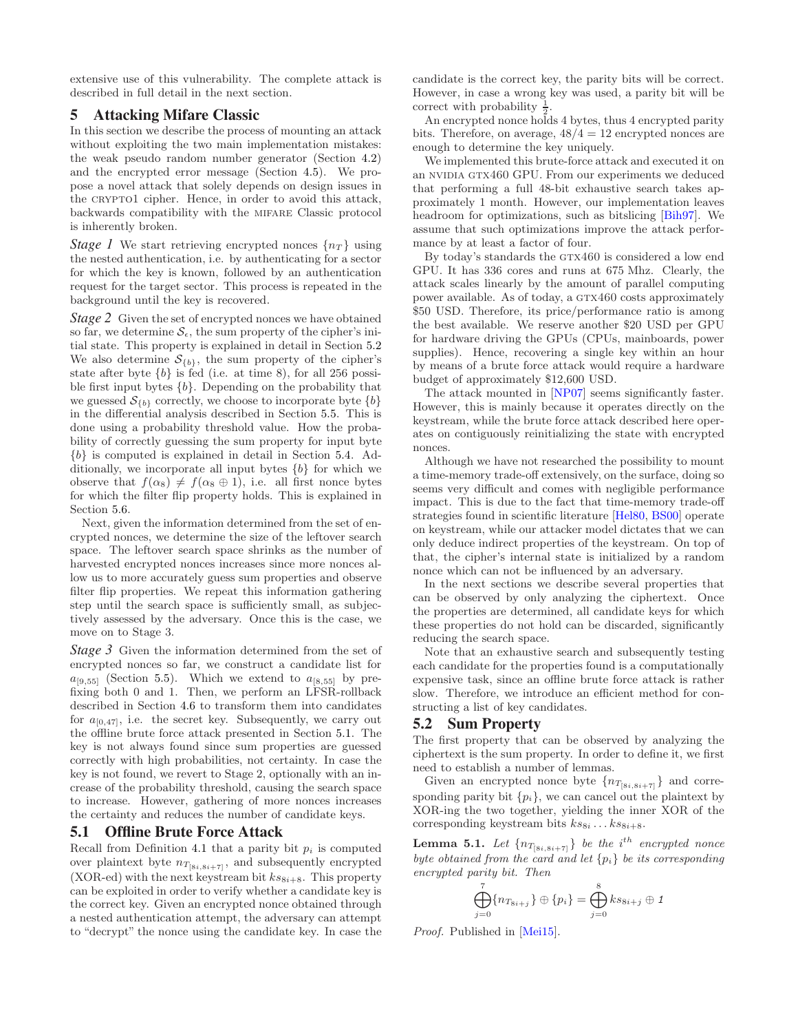extensive use of this vulnerability. The complete attack is described in full detail in the next section.

# 5 Attacking Mifare Classic

In this section we describe the process of mounting an attack without exploiting the two main implementation mistakes: the weak pseudo random number generator (Section 4.2) and the encrypted error message (Section 4.5). We propose a novel attack that solely depends on design issues in the CRYPTO1 cipher. Hence, in order to avoid this attack, backwards compatibility with the MIFARE Classic protocol is inherently broken.

*Stage 1* We start retrieving encrypted nonces $\{n_T\}$ using the nested authentication, i.e. by authenticating for a sector for which the key is known, followed by an authentication request for the target sector. This process is repeated in the background until the key is recovered.

*Stage 2* Given the set of encrypted nonces we have obtained so far, we determine $\mathcal{S}_\epsilon$, the sum property of the cipher's initial state. This property is explained in detail in Section 5.2 We also determine $\mathcal{S}_{\{b\}}$, the sum property of the cipher's state after byte $\{b\}$ is fed (i.e. at time 8), for all 256 possible first input bytes $\{b\}$. Depending on the probability that we guessed $\mathcal{S}_{\{b\}}$ correctly, we choose to incorporate byte $\{b\}$ in the differential analysis described in Section 5.5. This is done using a probability threshold value. How the probability of correctly guessing the sum property for input byte $\{b\}$ is computed is explained in detail in Section 5.4. Additionally, we incorporate all input bytes $\{b\}$ for which we observe that $f(\alpha_8) \neq f(\alpha_8 \oplus 1)$, i.e. all first nonce bytes for which the filter flip property holds. This is explained in Section 5.6.

Next, given the information determined from the set of encrypted nonces, we determine the size of the leftover search space. The leftover search space shrinks as the number of harvested encrypted nonces increases since more nonces allow us to more accurately guess sum properties and observe filter flip properties. We repeat this information gathering step until the search space is sufficiently small, as subjectively assessed by the adversary. Once this is the case, we move on to Stage 3.

*Stage 3* Given the information determined from the set of encrypted nonces so far, we construct a candidate list for $a_{[9,55]}$ (Section 5.5). Which we extend to $a_{[8,55]}$ by prefixing both 0 and 1. Then, we perform an LFSR-rollback described in Section 4.6 to transform them into candidates for $a_{[0,47]}$, i.e. the secret key. Subsequently, we carry out the offline brute force attack presented in Section 5.1. The key is not always found since sum properties are guessed correctly with high probabilities, not certainty. In case the key is not found, we revert to Stage 2, optionally with an increase of the probability threshold, causing the search space to increase. However, gathering of more nonces increases the certainty and reduces the number of candidate keys.

## 5.1 Offline Brute Force Attack

Recall from Definition 4.1 that a parity bit $p_i$ is computed over plaintext byte $n_{T_{[8i,8i+7]}}$, and subsequently encrypted (XOR-ed) with the next keystream bit $ks_{8i+8}$. This property can be exploited in order to verify whether a candidate key is the correct key. Given an encrypted nonce obtained through a nested authentication attempt, the adversary can attempt to "decrypt" the nonce using the candidate key. In case the candidate is the correct key, the parity bits will be correct. However, in case a wrong key was used, a parity bit will be correct with probability $\frac{1}{2}$.

An encrypted nonce holds 4 bytes, thus 4 encrypted parity bits. Therefore, on average, $48/4 = 12$ encrypted nonces are enough to determine the key uniquely.

We implemented this brute-force attack and executed it on an NVIDIA GTX460 GPU. From our experiments we deduced that performing a full 48-bit exhaustive search takes approximately 1 month. However, our implementation leaves headroom for optimizations, such as bitslicing [Bih97]. We assume that such optimizations improve the attack performance by at least a factor of four.

By today's standards the GTX460 is considered a low end GPU. It has 336 cores and runs at 675 Mhz. Clearly, the attack scales linearly by the amount of parallel computing power available. As of today, a GTX460 costs approximately \$50 USD. Therefore, its price/performance ratio is among the best available. We reserve another \$20 USD per GPU for hardware driving the GPUs (CPUs, mainboards, power supplies). Hence, recovering a single key within an hour by means of a brute force attack would require a hardware budget of approximately \$12,600 USD.

The attack mounted in [NP07] seems significantly faster. However, this is mainly because it operates directly on the keystream, while the brute force attack described here operates on contiguously reinitializing the state with encrypted nonces.

Although we have not researched the possibility to mount a time-memory trade-off extensively, on the surface, doing so seems very difficult and comes with negligible performance impact. This is due to the fact that time-memory trade-off strategies found in scientific literature [Hel80, BS00] operate on keystream, while our attacker model dictates that we can only deduce indirect properties of the keystream. On top of that, the cipher's internal state is initialized by a random nonce which can not be influenced by an adversary.

In the next sections we describe several properties that can be observed by only analyzing the ciphertext. Once the properties are determined, all candidate keys for which these properties do not hold can be discarded, significantly reducing the search space.

Note that an exhaustive search and subsequently testing each candidate for the properties found is a computationally expensive task, since an offline brute force attack is rather slow. Therefore, we introduce an efficient method for constructing a list of key candidates.

## 5.2 Sum Property

The first property that can be observed by analyzing the ciphertext is the sum property. In order to define it, we first need to establish a number of lemmas.

Given an encrypted nonce byte $\{n_{T_{[8i,8i+7]}}\}$ and corresponding parity bit $\{p_i\}$, we can cancel out the plaintext by XOR-ing the two together, yielding the inner XOR of the corresponding keystream bits $ks_{8i} \ldots ks_{8i+8}$.

**Lemma 5.1.** *Let $\{n_{T_{[8i,8i+7]}}\}$ be the $i^{th}$ encrypted nonce byte obtained from the card and let $\{p_i\}$ be its corresponding encrypted parity bit. Then*

$$\bigoplus_{j=0}^{7}\{n_{T_{8i+j}}\} \oplus \{p_i\} = \bigoplus_{j=0}^{8} ks_{8i+j} \oplus 1$$

*Proof.* Published in [Mei15].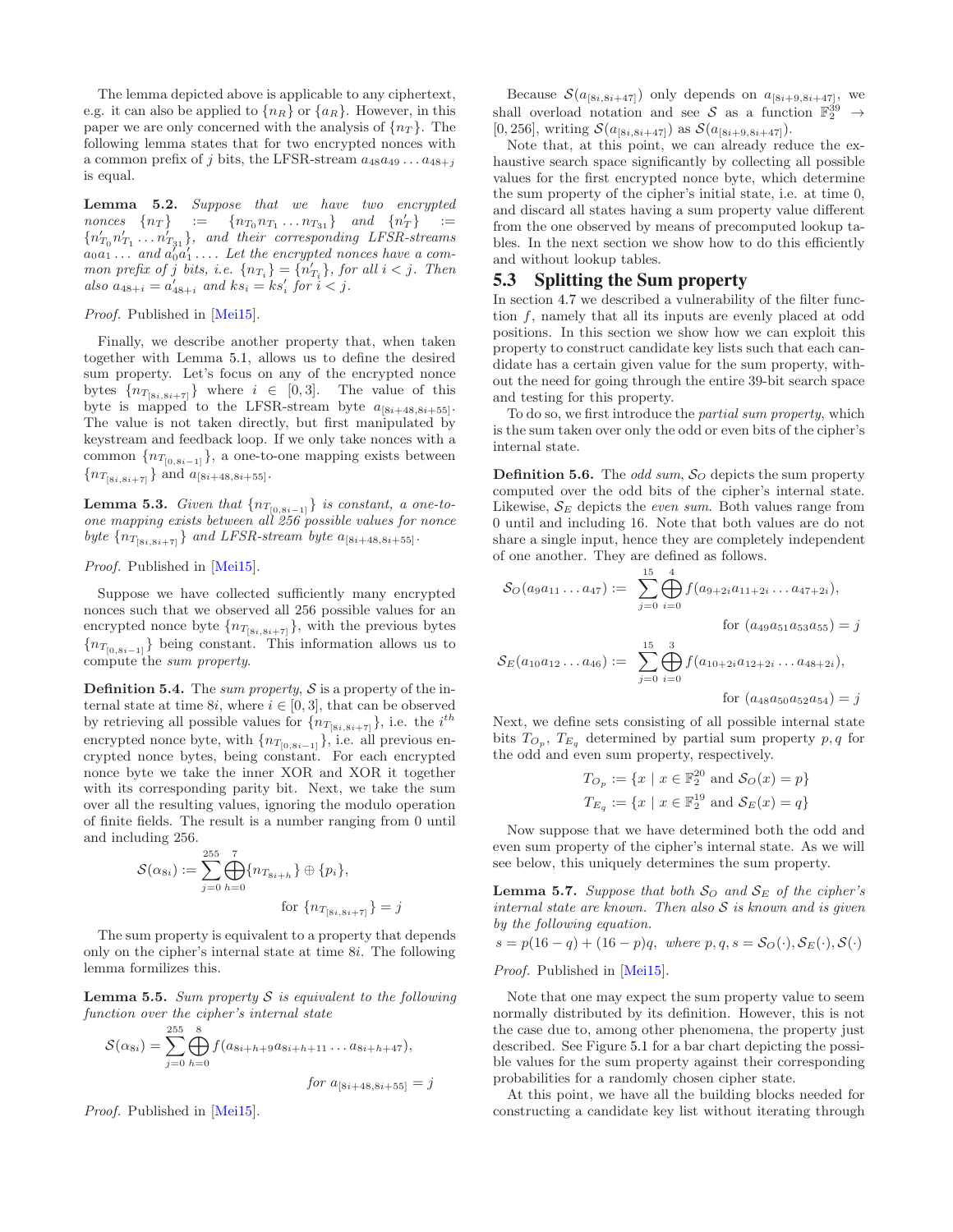The lemma depicted above is applicable to any ciphertext, e.g. it can also be applied to $\{n_R\}$ or $\{a_R\}$. However, in this paper we are only concerned with the analysis of $\{n_T\}$. The following lemma states that for two encrypted nonces with a common prefix of $j$ bits, the LFSR-stream $a_{48}a_{49}\dots a_{48+j}$ is equal.

**Lemma 5.2.** *Suppose that we have two encrypted nonces* $\{n_T\} := \{n_{T_0}n_{T_1}\dots n_{T_{31}}\}$ *and* $\{n'_T\} := \{n'_{T_0}n'_{T_1}\dots n'_{T_{31}}\}$*, and their corresponding LFSR-streams* $a_0a_1\dots$ *and* $a'_0a'_1\dots$*. Let the encrypted nonces have a common prefix of* $j$ *bits, i.e.* $\{n_{T_i}\} = \{n'_{T_i}\}$*, for all* $i < j$*. Then also* $a_{48+i} = a'_{48+i}$ *and* $ks_i = ks'_i$ *for* $i < j$*.*

*Proof.* Published in [Mei15].

Finally, we describe another property that, when taken together with Lemma 5.1, allows us to define the desired sum property. Let's focus on any of the encrypted nonce bytes $\{n_{T_{[8i,8i+7]}}\}$ where $i \in [0, 3]$. The value of this byte is mapped to the LFSR-stream byte $a_{[8i+48,8i+55]}$. The value is not taken directly, but first manipulated by keystream and feedback loop. If we only take nonces with a common $\{n_{T_{[0,8i-1]}}\}$, a one-to-one mapping exists between $\{n_{T_{[8i,8i+7]}}\}$ and $a_{[8i+48,8i+55]}$.

**Lemma 5.3.** *Given that* $\{n_{T_{[0,8i-1]}}\}$ *is constant, a one-to-one mapping exists between all 256 possible values for nonce byte* $\{n_{T_{[8i,8i+7]}}\}$ *and LFSR-stream byte* $a_{[8i+48,8i+55]}$*.*

*Proof.* Published in [Mei15].

Suppose we have collected sufficiently many encrypted nonces such that we observed all 256 possible values for an encrypted nonce byte $\{n_{T_{[8i,8i+7]}}\}$, with the previous bytes $\{n_{T_{[0,8i-1]}}\}$ being constant. This information allows us to compute the *sum property*.

**Definition 5.4.** The *sum property*, $\mathcal{S}$ is a property of the internal state at time $8i$, where $i \in [0, 3]$, that can be observed by retrieving all possible values for $\{n_{T_{[8i,8i+7]}}\}$, i.e. the $i^{th}$ encrypted nonce byte, with $\{n_{T_{[0,8i-1]}}\}$, i.e. all previous encrypted nonce bytes, being constant. For each encrypted nonce byte we take the inner XOR and XOR it together with its corresponding parity bit. Next, we take the sum over all the resulting values, ignoring the modulo operation of finite fields. The result is a number ranging from 0 until and including 256.

$$\mathcal{S}(\alpha_{8i}) := \sum_{j=0}^{255} \bigoplus_{h=0}^{7} \{n_{T_{8i+h}}\} \oplus \{p_i\}, \qquad \text{for } \{n_{T_{[8i,8i+7]}}\} = j$$

The sum property is equivalent to a property that depends only on the cipher's internal state at time $8i$. The following lemma formilizes this.

**Lemma 5.5.** *Sum property* $\mathcal{S}$ *is equivalent to the following function over the cipher's internal state*

$$\mathcal{S}(\alpha_{8i}) = \sum_{j=0}^{255} \bigoplus_{h=0}^{8} f(a_{8i+h+9}a_{8i+h+11}\dots a_{8i+h+47}), \qquad \text{for } a_{[8i+48,8i+55]} = j$$

*Proof.* Published in [Mei15].

Because $\mathcal{S}(a_{[8i,8i+47]})$ only depends on $a_{[8i+9,8i+47]}$, we shall overload notation and see $\mathcal{S}$ as a function $\mathbb{F}_2^{39} \to [0, 256]$, writing $\mathcal{S}(a_{[8i,8i+47]})$ as $\mathcal{S}(a_{[8i+9,8i+47]})$.

Note that, at this point, we can already reduce the exhaustive search space significantly by collecting all possible values for the first encrypted nonce byte, which determine the sum property of the cipher's initial state, i.e. at time 0, and discard all states having a sum property value different from the one observed by means of precomputed lookup tables. In the next section we show how to do this efficiently and without lookup tables.

## 5.3 Splitting the Sum property

In section 4.7 we described a vulnerability of the filter function $f$, namely that all its inputs are evenly placed at odd positions. In this section we show how we can exploit this property to construct candidate key lists such that each candidate has a certain given value for the sum property, without the need for going through the entire 39-bit search space and testing for this property.

To do so, we first introduce the *partial sum property*, which is the sum taken over only the odd or even bits of the cipher's internal state.

**Definition 5.6.** The *odd sum*, $\mathcal{S}_O$ depicts the sum property computed over the odd bits of the cipher's internal state. Likewise, $\mathcal{S}_E$ depicts the *even sum*. Both values range from 0 until and including 16. Note that both values are do not share a single input, hence they are completely independent of one another. They are defined as follows.

$$\mathcal{S}_O(a_9a_{11}\dots a_{47}) := \sum_{j=0}^{15} \bigoplus_{i=0}^{4} f(a_{9+2i}a_{11+2i}\dots a_{47+2i}), \qquad \text{for } (a_{49}a_{51}a_{53}a_{55}) = j$$

$$\mathcal{S}_E(a_{10}a_{12}\dots a_{46}) := \sum_{j=0}^{15} \bigoplus_{i=0}^{3} f(a_{10+2i}a_{12+2i}\dots a_{48+2i}), \qquad \text{for } (a_{48}a_{50}a_{52}a_{54}) = j$$

Next, we define sets consisting of all possible internal state bits $T_{O_p}$, $T_{E_q}$ determined by partial sum property $p, q$ for the odd and even sum property, respectively.

$$T_{O_p} := \{x \mid x \in \mathbb{F}_2^{20} \text{ and } \mathcal{S}_O(x) = p\}$$
$$T_{E_q} := \{x \mid x \in \mathbb{F}_2^{19} \text{ and } \mathcal{S}_E(x) = q\}$$

Now suppose that we have determined both the odd and even sum property of the cipher's internal state. As we will see below, this uniquely determines the sum property.

**Lemma 5.7.** *Suppose that both* $\mathcal{S}_O$ *and* $\mathcal{S}_E$ *of the cipher's internal state are known. Then also* $\mathcal{S}$ *is known and is given by the following equation.*

$$s = p(16 - q) + (16 - p)q, \text{ where } p, q, s = \mathcal{S}_O(\cdot), \mathcal{S}_E(\cdot), \mathcal{S}(\cdot)$$

*Proof.* Published in [Mei15].

Note that one may expect the sum property value to seem normally distributed by its definition. However, this is not the case due to, among other phenomena, the property just described. See Figure 5.1 for a bar chart depicting the possible values for the sum property against their corresponding probabilities for a randomly chosen cipher state.

At this point, we have all the building blocks needed for constructing a candidate key list without iterating through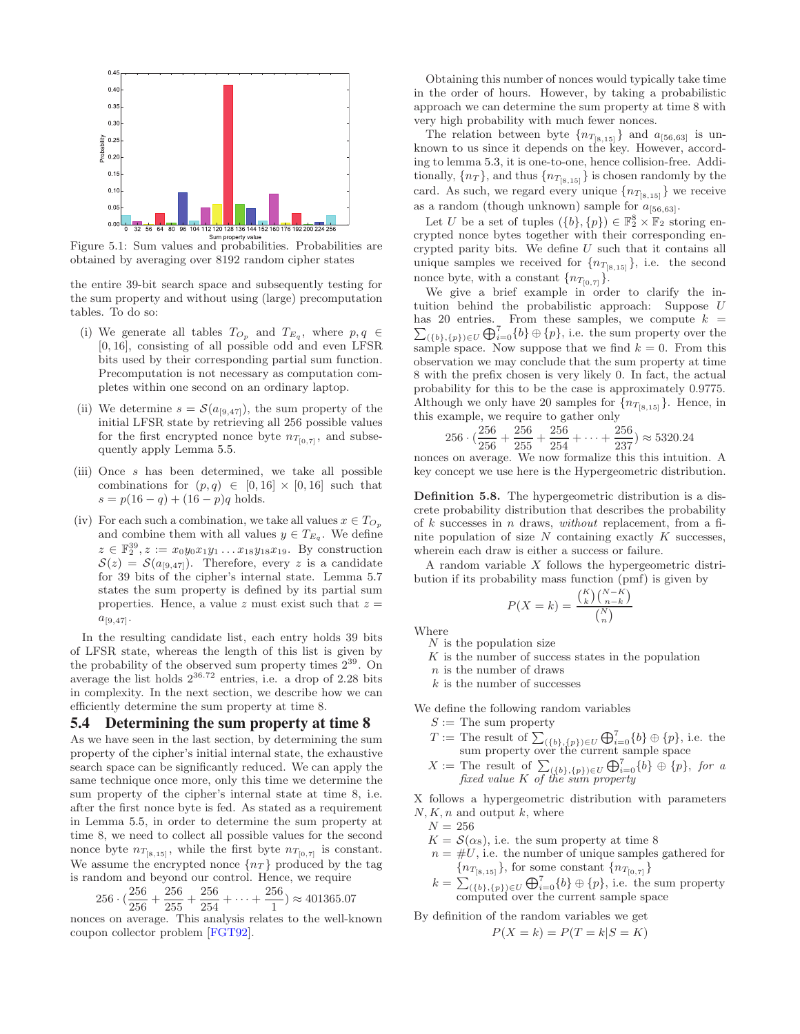0.45
0.40
0.35
0.30
0.25
0.20
0.15
0.10
0.05
0.00
Probability
0 32 56 64 80 96 104 112 120 128 136 144 152 160 176 192 200 224 256
Sum property value

Figure 5.1: Sum values and probabilities. Probabilities are obtained by averaging over 8192 random cipher states

the entire 39-bit search space and subsequently testing for the sum property and without using (large) precomputation tables. To do so:

(i) We generate all tables $T_{O_p}$ and $T_{E_q}$, where $p, q \in [0, 16]$, consisting of all possible odd and even LFSR bits used by their corresponding partial sum function. Precomputation is not necessary as computation completes within one second on an ordinary laptop.

(ii) We determine $s = \mathcal{S}(a_{[9,47]})$, the sum property of the initial LFSR state by retrieving all 256 possible values for the first encrypted nonce byte $n_{T_{[0,7]}}$, and subsequently apply Lemma 5.5.

(iii) Once $s$ has been determined, we take all possible combinations for $(p, q) \in [0, 16] \times [0, 16]$ such that $s = p(16 - q) + (16 - p)q$ holds.

(iv) For each such a combination, we take all values $x \in T_{O_p}$ and combine them with all values $y \in T_{E_q}$. We define $z \in \mathbb{F}_2^{39}, z := x_0y_0x_1y_1 \dots x_{18}y_{18}x_{19}$. By construction $\mathcal{S}(z) = \mathcal{S}(a_{[9,47]})$. Therefore, every $z$ is a candidate for 39 bits of the cipher's internal state. Lemma 5.7 states the sum property is defined by its partial sum properties. Hence, a value $z$ must exist such that $z = a_{[9,47]}$.

In the resulting candidate list, each entry holds 39 bits of LFSR state, whereas the length of this list is given by the probability of the observed sum property times $2^{39}$. On average the list holds $2^{36.72}$ entries, i.e. a drop of 2.28 bits in complexity. In the next section, we describe how we can efficiently determine the sum property at time 8.

## 5.4 Determining the sum property at time 8

As we have seen in the last section, by determining the sum property of the cipher's initial internal state, the exhaustive search space can be significantly reduced. We can apply the same technique once more, only this time we determine the sum property of the cipher's internal state at time 8, i.e. after the first nonce byte is fed. As stated as a requirement in Lemma 5.5, in order to determine the sum property at time 8, we need to collect all possible values for the second nonce byte $n_{T_{[8,15]}}$, while the first byte $n_{T_{[0,7]}}$ is constant. We assume the encrypted nonce $\{n_T\}$ produced by the tag is random and beyond our control. Hence, we require

$$256 \cdot (\frac{256}{256} + \frac{256}{255} + \frac{256}{254} + \dots + \frac{256}{1}) \approx 401365.07$$

nonces on average. This analysis relates to the well-known coupon collector problem [FGT92].

Obtaining this number of nonces would typically take time in the order of hours. However, by taking a probabilistic approach we can determine the sum property at time 8 with very high probability with much fewer nonces.

The relation between byte $\{n_{T_{[8,15]}}\}$ and $a_{[56,63]}$ is unknown to us since it depends on the key. However, according to lemma 5.3, it is one-to-one, hence collision-free. Additionally, $\{n_T\}$, and thus $\{n_{T_{[8,15]}}\}$ is chosen randomly by the card. As such, we regard every unique $\{n_{T_{[8,15]}}\}$ we receive as a random (though unknown) sample for $a_{[56,63]}$.

Let $U$ be a set of tuples $(\{b\}, \{p\}) \in \mathbb{F}_2^8 \times \mathbb{F}_2$ storing encrypted nonce bytes together with their corresponding encrypted parity bits. We define $U$ such that it contains all unique samples we received for $\{n_{T_{[8,15]}}\}$, i.e. the second nonce byte, with a constant $\{n_{T_{[0,7]}}\}$.

We give a brief example in order to clarify the intuition behind the probabilistic approach: Suppose $U$ has 20 entries. From these samples, we compute $k = \sum_{(\{b\},\{p\}) \in U} \bigoplus_{i=0}^{7} \{b\} \oplus \{p\}$, i.e. the sum property over the sample space. Now suppose that we find $k = 0$. From this observation we may conclude that the sum property at time 8 with the prefix chosen is very likely 0. In fact, the actual probability for this to be the case is approximately 0.9775. Although we only have 20 samples for $\{n_{T_{[8,15]}}\}$. Hence, in this example, we require to gather only

$$256 \cdot (\frac{256}{256} + \frac{256}{255} + \frac{256}{254} + \dots + \frac{256}{237}) \approx 5320.24$$

nonces on average. We now formalize this this intuition. A key concept we use here is the Hypergeometric distribution.

**Definition 5.8.** The hypergeometric distribution is a discrete probability distribution that describes the probability of $k$ successes in $n$ draws, *without* replacement, from a finite population of size $N$ containing exactly $K$ successes, wherein each draw is either a success or failure.

A random variable $X$ follows the hypergeometric distribution if its probability mass function (pmf) is given by

$$P(X = k) = \frac{\binom{K}{k}\binom{N-K}{n-k}}{\binom{N}{n}}$$

Where

- $N$ is the population size
- $K$ is the number of success states in the population
- $n$ is the number of draws
- $k$ is the number of successes

We define the following random variables

- $S :=$ The sum property
- $T :=$ The result of $\sum_{(\{b\},\{p\}) \in U} \bigoplus_{i=0}^{7} \{b\} \oplus \{p\}$, i.e. the sum property over the current sample space
- $X :=$ The result of $\sum_{(\{b\},\{p\}) \in U} \bigoplus_{i=0}^{7} \{b\} \oplus \{p\}$, *for a fixed value $K$ of the sum property*

X follows a hypergeometric distribution with parameters $N, K, n$ and output $k$, where

- $N = 256$
- $K = \mathcal{S}(\alpha_8)$, i.e. the sum property at time 8
- $n = \#U$, i.e. the number of unique samples gathered for $\{n_{T_{[8,15]}}\}$, for some constant $\{n_{T_{[0,7]}}\}$
- $k = \sum_{(\{b\},\{p\}) \in U} \bigoplus_{i=0}^{7} \{b\} \oplus \{p\}$, i.e. the sum property computed over the current sample space

By definition of the random variables we get

$$P(X = k) = P(T = k | S = K)$$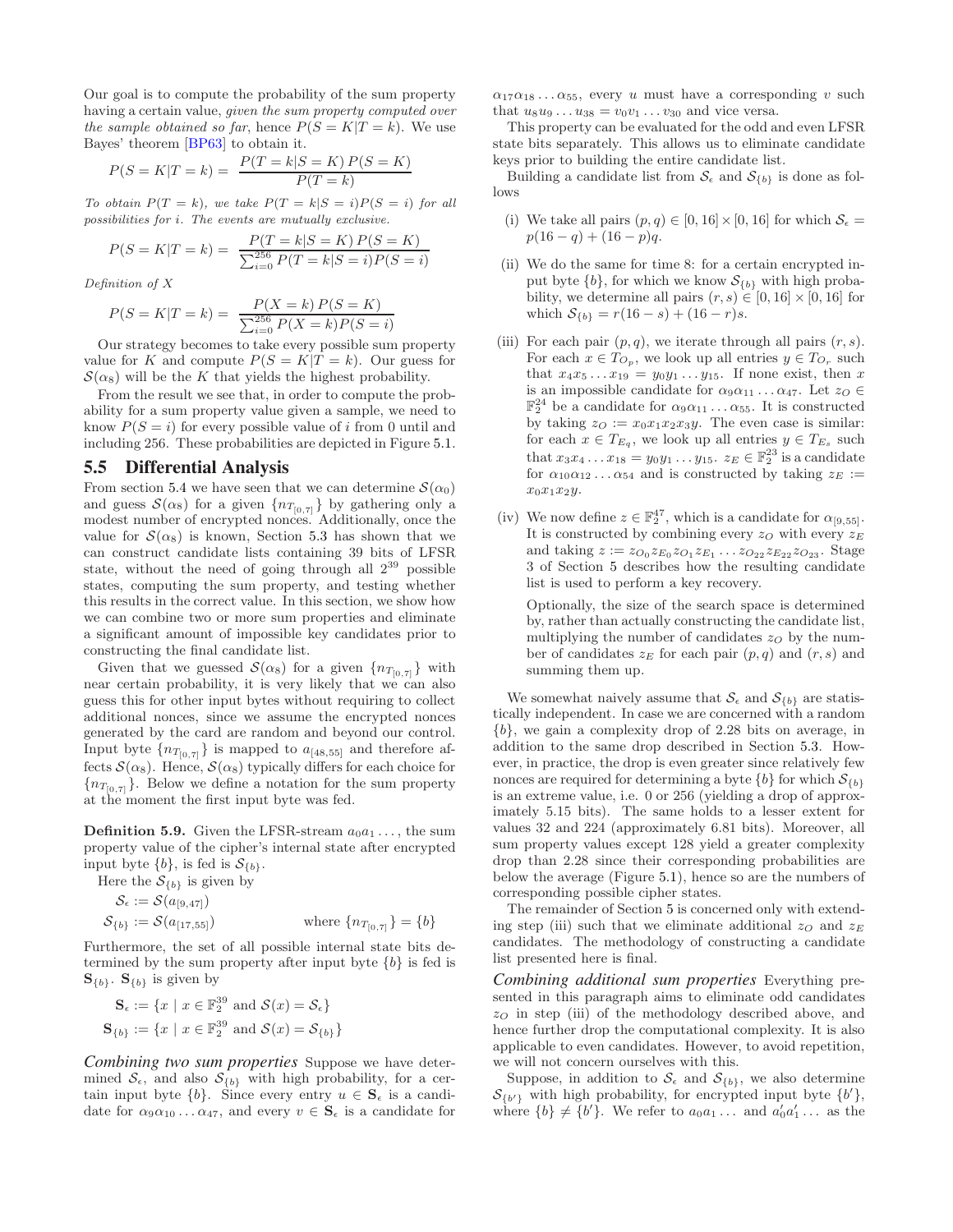Our goal is to compute the probability of the sum property having a certain value, *given the sum property computed over the sample obtained so far*, hence $P(S = K|T = k)$. We use Bayes' theorem [BP63] to obtain it.

$$P(S = K|T = k) = \frac{P(T = k|S = K)\, P(S = K)}{P(T = k)}$$

*To obtain $P(T = k)$, we take $P(T = k|S = i)P(S = i)$ for all possibilities for $i$. The events are mutually exclusive.*

$$P(S = K|T = k) = \frac{P(T = k|S = K)\, P(S = K)}{\sum_{i=0}^{256} P(T = k|S = i)P(S = i)}$$

*Definition of X*

$$P(S = K|T = k) = \frac{P(X = k)\, P(S = K)}{\sum_{i=0}^{256} P(X = k)P(S = i)}$$

Our strategy becomes to take every possible sum property value for $K$ and compute $P(S = K|T = k)$. Our guess for $\mathcal{S}(\alpha_8)$ will be the $K$ that yields the highest probability.

From the result we see that, in order to compute the probability for a sum property value given a sample, we need to know $P(S = i)$ for every possible value of $i$ from 0 until and including 256. These probabilities are depicted in Figure 5.1.

## 5.5 Differential Analysis

From section 5.4 we have seen that we can determine $\mathcal{S}(\alpha_0)$ and guess $\mathcal{S}(\alpha_8)$ for a given $\{n_{T_{[0,7]}}\}$ by gathering only a modest number of encrypted nonces. Additionally, once the value for $\mathcal{S}(\alpha_8)$ is known, Section 5.3 has shown that we can construct candidate lists containing 39 bits of LFSR state, without the need of going through all $2^{39}$ possible states, computing the sum property, and testing whether this results in the correct value. In this section, we show how we can combine two or more sum properties and eliminate a significant amount of impossible key candidates prior to constructing the final candidate list.

Given that we guessed $\mathcal{S}(\alpha_8)$ for a given $\{n_{T_{[0,7]}}\}$ with near certain probability, it is very likely that we can also guess this for other input bytes without requiring to collect additional nonces, since we assume the encrypted nonces generated by the card are random and beyond our control. Input byte $\{n_{T_{[0,7]}}\}$ is mapped to $a_{[48,55]}$ and therefore affects $\mathcal{S}(\alpha_8)$. Hence, $\mathcal{S}(\alpha_8)$ typically differs for each choice for $\{n_{T_{[0,7]}}\}$. Below we define a notation for the sum property at the moment the first input byte was fed.

**Definition 5.9.** Given the LFSR-stream $a_0a_1 \ldots$, the sum property value of the cipher's internal state after encrypted input byte $\{b\}$, is fed is $\mathcal{S}_{\{b\}}$.

Here the $\mathcal{S}_{\{b\}}$ is given by

$$\mathcal{S}_\epsilon := \mathcal{S}(a_{[9,47]})$$

$$\mathcal{S}_{\{b\}} := \mathcal{S}(a_{[17,55]}) \qquad \text{where } \{n_{T_{[0,7]}}\} = \{b\}$$

Furthermore, the set of all possible internal state bits determined by the sum property after input byte $\{b\}$ is fed is $\mathbf{S}_{\{b\}}$. $\mathbf{S}_{\{b\}}$ is given by

$$\mathbf{S}_\epsilon := \{x \mid x \in \mathbb{F}_2^{39} \text{ and } \mathcal{S}(x) = \mathcal{S}_\epsilon\}$$

$$\mathbf{S}_{\{b\}} := \{x \mid x \in \mathbb{F}_2^{39} \text{ and } \mathcal{S}(x) = \mathcal{S}_{\{b\}}\}$$

*Combining two sum properties* Suppose we have determined $\mathcal{S}_\epsilon$, and also $\mathcal{S}_{\{b\}}$ with high probability, for a certain input byte $\{b\}$. Since every entry $u \in \mathbf{S}_\epsilon$ is a candidate for $\alpha_9\alpha_{10}\ldots\alpha_{47}$, and every $v \in \mathbf{S}_\epsilon$ is a candidate for $\alpha_{17}\alpha_{18}\ldots\alpha_{55}$, every $u$ must have a corresponding $v$ such that $u_8u_9\ldots u_{38} = v_0v_1\ldots v_{30}$ and vice versa.

This property can be evaluated for the odd and even LFSR state bits separately. This allows us to eliminate candidate keys prior to building the entire candidate list.

Building a candidate list from $\mathcal{S}_\epsilon$ and $\mathcal{S}_{\{b\}}$ is done as follows

(i) We take all pairs $(p, q) \in [0, 16] \times [0, 16]$ for which $\mathcal{S}_\epsilon = p(16 - q) + (16 - p)q$.

(ii) We do the same for time 8: for a certain encrypted input byte $\{b\}$, for which we know $\mathcal{S}_{\{b\}}$ with high probability, we determine all pairs $(r, s) \in [0, 16] \times [0, 16]$ for which $\mathcal{S}_{\{b\}} = r(16 - s) + (16 - r)s$.

(iii) For each pair $(p, q)$, we iterate through all pairs $(r, s)$. For each $x \in T_{O_p}$, we look up all entries $y \in T_{O_r}$ such that $x_4x_5\ldots x_{19} = y_0y_1\ldots y_{15}$. If none exist, then $x$ is an impossible candidate for $\alpha_9\alpha_{11}\ldots\alpha_{47}$. Let $z_O \in \mathbb{F}_2^{24}$ be a candidate for $\alpha_9\alpha_{11}\ldots\alpha_{55}$. It is constructed by taking $z_O := x_0x_1x_2x_3y$. The even case is similar: for each $x \in T_{E_q}$, we look up all entries $y \in T_{E_s}$ such that $x_3x_4\ldots x_{18} = y_0y_1\ldots y_{15}$. $z_E \in \mathbb{F}_2^{23}$ is a candidate for $\alpha_{10}\alpha_{12}\ldots\alpha_{54}$ and is constructed by taking $z_E := x_0x_1x_2y$.

(iv) We now define $z \in \mathbb{F}_2^{47}$, which is a candidate for $\alpha_{[9,55]}$. It is constructed by combining every $z_O$ with every $z_E$ and taking $z := z_{O_0}z_{E_0}z_{O_1}z_{E_1}\ldots z_{O_{22}}z_{E_{22}}z_{O_{23}}$. Stage 3 of Section 5 describes how the resulting candidate list is used to perform a key recovery.

Optionally, the size of the search space is determined by, rather than actually constructing the candidate list, multiplying the number of candidates $z_O$ by the number of candidates $z_E$ for each pair $(p, q)$ and $(r, s)$ and summing them up.

We somewhat naively assume that $\mathcal{S}_\epsilon$ and $\mathcal{S}_{\{b\}}$ are statistically independent. In case we are concerned with a random $\{b\}$, we gain a complexity drop of 2.28 bits on average, in addition to the same drop described in Section 5.3. However, in practice, the drop is even greater since relatively few nonces are required for determining a byte $\{b\}$ for which $\mathcal{S}_{\{b\}}$ is an extreme value, i.e. 0 or 256 (yielding a drop of approximately 5.15 bits). The same holds to a lesser extent for values 32 and 224 (approximately 6.81 bits). Moreover, all sum property values except 128 yield a greater complexity drop than 2.28 since their corresponding probabilities are below the average (Figure 5.1), hence so are the numbers of corresponding possible cipher states.

The remainder of Section 5 is concerned only with extending step (iii) such that we eliminate additional $z_O$ and $z_E$ candidates. The methodology of constructing a candidate list presented here is final.

*Combining additional sum properties* Everything presented in this paragraph aims to eliminate odd candidates $z_O$ in step (iii) of the methodology described above, and hence further drop the computational complexity. It is also applicable to even candidates. However, to avoid repetition, we will not concern ourselves with this.

Suppose, in addition to $\mathcal{S}_\epsilon$ and $\mathcal{S}_{\{b\}}$, we also determine $\mathcal{S}_{\{b'\}}$ with high probability, for encrypted input byte $\{b'\}$, where $\{b\} \neq \{b'\}$. We refer to $a_0a_1\ldots$ and $a'_0a'_1\ldots$ as the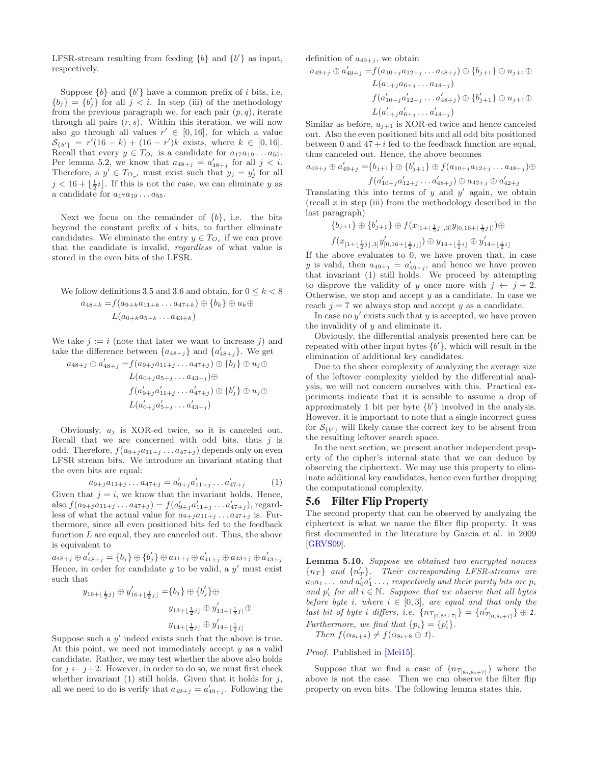LFSR-stream resulting from feeding $\{b\}$ and $\{b'\}$ as input, respectively.

Suppose $\{b\}$ and $\{b'\}$ have a common prefix of $i$ bits, i.e. $\{b_j\} = \{b'_j\}$ for all $j < i$. In step (iii) of the methodology from the previous paragraph we, for each pair $(p, q)$, iterate through all pairs $(r, s)$. Within this iteration, we will now also go through all values $r' \in [0, 16]$, for which a value $\mathcal{S}_{\{b'\}} = r'(16 - k) + (16 - r')k$ exists, where $k \in [0, 16]$. Recall that every $y \in T_{O_r}$ is a candidate for $a_{17}a_{19} \ldots a_{55}$. Per lemma 5.2, we know that $a_{48+j} = a'_{48+j}$ for all $j < i$. Therefore, a $y' \in T_{O_{r'}}$ must exist such that $y_j = y'_j$ for all $j < 16 + \lfloor \frac{1}{2} i \rfloor$. If this is not the case, we can eliminate $y$ as a candidate for $a_{17}a_{19} \ldots a_{55}$.

Next we focus on the remainder of $\{b\}$, i.e. the bits beyond the constant prefix of $i$ bits, to further eliminate candidates. We eliminate the entry $y \in T_{O_r}$ if we can prove that the candidate is invalid, *regardless* of what value is stored in the even bits of the LFSR.

We follow definitions 3.5 and 3.6 and obtain, for $0 \le k < 8$

$$
\begin{aligned}
a_{48+k} =& f(a_{9+k}a_{11+k} \ldots a_{47+k}) \oplus \{b_k\} \oplus u_k \oplus \\
& L(a_{0+k}a_{5+k} \ldots a_{43+k})
\end{aligned}
$$

We take $j := i$ (note that later we want to increase $j$) and take the difference between $\{a_{48+j}\}$ and $\{a'_{48+j}\}$. We get

$$
\begin{aligned}
a_{48+j} \oplus a'_{48+j} =& f(a_{9+j}a_{11+j} \ldots a_{47+j}) \oplus \{b_j\} \oplus u_j \oplus \\
& L(a_{0+j}a_{5+j} \ldots a_{43+j}) \oplus \\
& f(a'_{9+j}a'_{11+j} \ldots a'_{47+j}) \oplus \{b'_j\} \oplus u_j \oplus \\
& L(a'_{0+j}a'_{5+j} \ldots a'_{43+j})
\end{aligned}
$$

Obviously, $u_j$ is XOR-ed twice, so it is canceled out. Recall that we are concerned with odd bits, thus $j$ is odd. Therefore, $f(a_{9+j}a_{11+j} \ldots a_{47+j})$ depends only on even LFSR stream bits. We introduce an invariant stating that the even bits are equal:

$$
a_{9+j}a_{11+j} \ldots a_{47+j} = a'_{9+j}a'_{11+j} \ldots a'_{47+j} \qquad (1)
$$

Given that $j = i$, we know that the invariant holds. Hence, also $f(a_{9+j}a_{11+j} \ldots a_{47+j}) = f(a'_{9+j}a'_{11+j} \ldots a'_{47+j})$, regardless of what the actual value for $a_{9+j}a_{11+j} \ldots a_{47+j}$ is. Furthermore, since all even positioned bits fed to the feedback function $L$ are equal, they are canceled out. Thus, the above is equivalent to

$$
a_{48+j} \oplus a'_{48+j} = \{b_j\} \oplus \{b'_j\} \oplus a_{41+j} \oplus a'_{41+j} \oplus a_{43+j} \oplus a'_{43+j}
$$

Hence, in order for candidate $y$ to be valid, a $y'$ must exist such that

$$
\begin{aligned}
y_{16+\lfloor \frac{1}{2}j \rfloor} \oplus y'_{16+\lfloor \frac{1}{2}j \rfloor} =& \{b_j\} \oplus \{b'_j\} \oplus \\
& y_{13+\lfloor \frac{1}{2}j \rfloor} \oplus y'_{13+\lfloor \frac{1}{2}j \rfloor} \oplus \\
& y_{14+\lfloor \frac{1}{2}j \rfloor} \oplus y'_{14+\lfloor \frac{1}{2}j \rfloor}
\end{aligned}
$$

Suppose such a $y'$ indeed exists such that the above is true. At this point, we need not immediately accept $y$ as a valid candidate. Rather, we may test whether the above also holds for $j \leftarrow j+2$. However, in order to do so, we must first check whether invariant (1) still holds. Given that it holds for $j$, all we need to do is verify that $a_{49+j} = a'_{49+j}$. Following the definition of $a_{49+j}$, we obtain

$$
\begin{aligned}
a_{49+j} \oplus a'_{49+j} =& f(a_{10+j}a_{12+j} \ldots a_{48+j}) \oplus \{b_{j+1}\} \oplus u_{j+1} \oplus \\
& L(a_{1+j}a_{6+j} \ldots a_{44+j}) \\
& f(a'_{10+j}a'_{12+j} \ldots a'_{48+j}) \oplus \{b'_{j+1}\} \oplus u_{j+1} \oplus \\
& L(a'_{1+j}a'_{6+j} \ldots a'_{44+j})
\end{aligned}
$$

Similar as before, $u_{j+1}$ is XOR-ed twice and hence canceled out. Also the even positioned bits and all odd bits positioned between 0 and $47 + i$ fed to the feedback function are equal, thus canceled out. Hence, the above becomes

$$
\begin{aligned}
a_{49+j} \oplus a'_{49+j} =& \{b_{j+1}\} \oplus \{b'_{j+1}\} \oplus f(a_{10+j}a_{12+j} \ldots a_{48+j}) \oplus \\
& f(a'_{10+j}a'_{12+j} \ldots a'_{48+j}) \oplus a_{42+j} \oplus a'_{42+j}
\end{aligned}
$$

Translating this into terms of $y$ and $y'$ again, we obtain (recall $x$ in step (iii) from the methodology described in the last paragraph)

$$
\begin{aligned}
& \{b_{j+1}\} \oplus \{b'_{j+1}\} \oplus f(x_{[1+\lfloor \frac{1}{2}j \rfloor, 3]} y_{[0, 16+\lfloor \frac{1}{2}j \rfloor]}) \oplus \\
& f(x_{[1+\lfloor \frac{1}{2}j \rfloor, 3]} y'_{[0, 16+\lfloor \frac{1}{2}j \rfloor]}) \oplus y_{14+\lfloor \frac{1}{2}i \rfloor} \oplus y'_{14+\lfloor \frac{1}{2}i \rfloor}
\end{aligned}
$$

If the above evaluates to 0, we have proven that, in case $y$ is valid, then $a_{49+j} = a'_{49+j}$, and hence we have proven that invariant (1) still holds. We proceed by attempting to disprove the validity of $y$ once more with $j \leftarrow j + 2$. Otherwise, we stop and accept $y$ as a candidate. In case we reach $j = 7$ we always stop and accept $y$ as a candidate.

In case no $y'$ exists such that $y$ is accepted, we have proven the invalidity of $y$ and eliminate it.

Obviously, the differential analysis presented here can be repeated with other input bytes $\{b'\}$, which will result in the elimination of additional key candidates.

Due to the sheer complexity of analyzing the average size of the leftover complexity yielded by the differential analysis, we will not concern ourselves with this. Practical experiments indicate that it is sensible to assume a drop of approximately 1 bit per byte $\{b'\}$ involved in the analysis. However, it is important to note that a single incorrect guess for $\mathcal{S}_{\{b'\}}$ will likely cause the correct key to be absent from the resulting leftover search space.

In the next section, we present another independent property of the cipher's internal state that we can deduce by observing the ciphertext. We may use this property to eliminate additional key candidates, hence even further dropping the computational complexity.

## 5.6 Filter Flip Property

The second property that can be observed by analyzing the ciphertext is what we name the filter flip property. It was first documented in the literature by Garcia et al. in 2009 [GRVS09].

**Lemma 5.10.** *Suppose we obtained two encrypted nonces $\{n_T\}$ and $\{n'_T\}$. Their corresponding LFSR-streams are $a_0a_1 \ldots$ and $a'_0a'_1 \ldots$, respectively and their parity bits are $p_i$ and $p'_i$ for all $i \in \mathbb{N}$. Suppose that we observe that all bytes before byte $i$, where $i \in [0, 3]$, are equal and that only the last bit of byte $i$ differs, i.e. $\{n_{T_{[0,8i+7]}}\} = \{n'_{T_{[0,8i+7]}}\} \oplus 1$. Furthermore, we find that $\{p_i\} = \{p'_i\}$.*

*Then $f(\alpha_{8i+8}) \neq f(\alpha_{8i+8} \oplus 1)$.*

*Proof.* Published in [Mei15].

Suppose that we find a case of $\{n_{T_{[8i,8i+7]}}\}$ where the above is not the case. Then we can observe the filter flip property on even bits. The following lemma states this.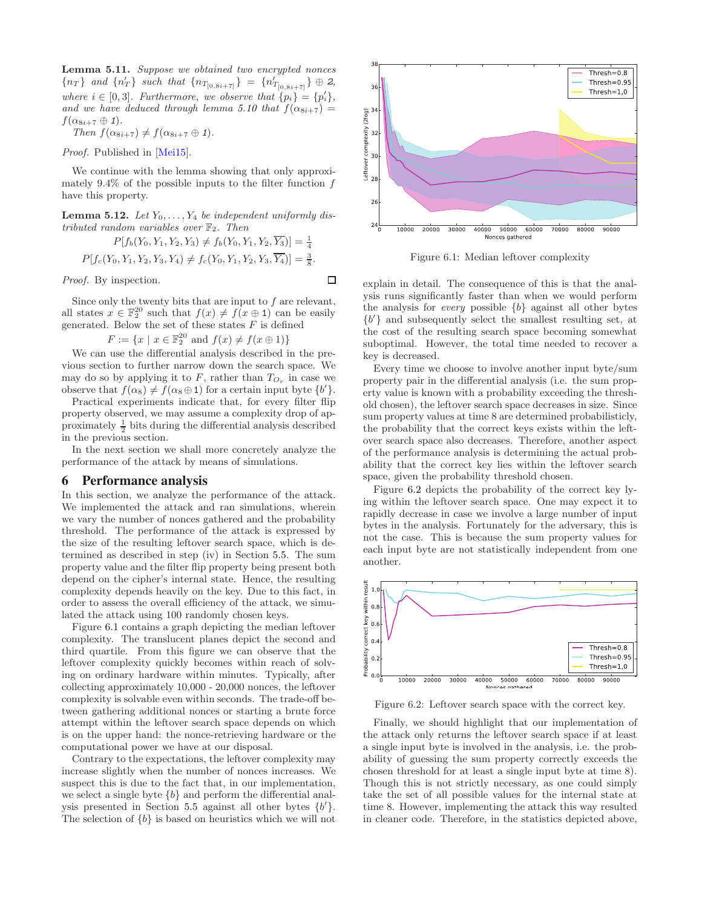**Lemma 5.11.** *Suppose we obtained two encrypted nonces $\{n_T\}$ and $\{n'_T\}$ such that $\{n_{T_{[0,8i+7]}}\} = \{n'_{T_{[0,8i+7]}}\} \oplus 2$, where $i \in [0,3]$. Furthermore, we observe that $\{p_i\} = \{p'_i\}$, and we have deduced through lemma 5.10 that $f(\alpha_{8i+7}) = f(\alpha_{8i+7} \oplus 1)$.*

*Then $f(\alpha_{8i+7}) \neq f(\alpha_{8i+7} \oplus 1)$.*

*Proof.* Published in [Mei15].

We continue with the lemma showing that only approximately 9.4% of the possible inputs to the filter function $f$ have this property.

**Lemma 5.12.** *Let $Y_0, \ldots, Y_4$ be independent uniformly distributed random variables over $\mathbb{F}_2$. Then*

$$P[f_b(Y_0, Y_1, Y_2, Y_3) \neq f_b(Y_0, Y_1, Y_2, \overline{Y_3})] = \tfrac{1}{4}$$

$$P[f_c(Y_0, Y_1, Y_2, Y_3, Y_4) \neq f_c(Y_0, Y_1, Y_2, Y_3, \overline{Y_4})] = \tfrac{3}{8}.$$

*Proof.* By inspection. ◻

Since only the twenty bits that are input to $f$ are relevant, all states $x \in \mathbb{F}_2^{20}$ such that $f(x) \neq f(x \oplus 1)$ can be easily generated. Below the set of these states $F$ is defined

$$F := \{x \mid x \in \mathbb{F}_2^{20} \text{ and } f(x) \neq f(x \oplus 1)\}$$

We can use the differential analysis described in the previous section to further narrow down the search space. We may do so by applying it to $F$, rather than $T_{O_r}$ in case we observe that $f(\alpha_8) \neq f(\alpha_8 \oplus 1)$ for a certain input byte $\{b'\}$.

Practical experiments indicate that, for every filter flip property observed, we may assume a complexity drop of approximately $\frac{1}{2}$ bits during the differential analysis described in the previous section.

In the next section we shall more concretely analyze the performance of the attack by means of simulations.

# 6 Performance analysis

In this section, we analyze the performance of the attack. We implemented the attack and ran simulations, wherein we vary the number of nonces gathered and the probability threshold. The performance of the attack is expressed by the size of the resulting leftover search space, which is determined as described in step (iv) in Section 5.5. The sum property value and the filter flip property being present both depend on the cipher's internal state. Hence, the resulting complexity depends heavily on the key. Due to this fact, in order to assess the overall efficiency of the attack, we simulated the attack using 100 randomly chosen keys.

Figure 6.1 contains a graph depicting the median leftover complexity. The translucent planes depict the second and third quartile. From this figure we can observe that the leftover complexity quickly becomes within reach of solving on ordinary hardware within minutes. Typically, after collecting approximately 10,000 - 20,000 nonces, the leftover complexity is solvable even within seconds. The trade-off between gathering additional nonces or starting a brute force attempt within the leftover search space depends on which is on the upper hand: the nonce-retrieving hardware or the computational power we have at our disposal.

Contrary to the expectations, the leftover complexity may increase slightly when the number of nonces increases. We suspect this is due to the fact that, in our implementation, we select a single byte $\{b\}$ and perform the differential analysis presented in Section 5.5 against all other bytes $\{b'\}$. The selection of $\{b\}$ is based on heuristics which we will not

Leftover complexity (2log)
Nonces gathered
Thresh=0.8
Thresh=0.95
Thresh=1,0
24
26
28
30
32
34
36
38
0
10000
20000
30000
40000
50000
60000
70000
80000
90000

Figure 6.1: Median leftover complexity

explain in detail. The consequence of this is that the analysis runs significantly faster than when we would perform the analysis for *every* possible $\{b\}$ against all other bytes $\{b'\}$ and subsequently select the smallest resulting set, at the cost of the resulting search space becoming somewhat suboptimal. However, the total time needed to recover a key is decreased.

Every time we choose to involve another input byte/sum property pair in the differential analysis (i.e. the sum property value is known with a probability exceeding the threshold chosen), the leftover search space decreases in size. Since sum property values at time 8 are determined probabilisticly, the probability that the correct keys exists within the leftover search space also decreases. Therefore, another aspect of the performance analysis is determining the actual probability that the correct key lies within the leftover search space, given the probability threshold chosen.

Figure 6.2 depicts the probability of the correct key lying within the leftover search space. One may expect it to rapidly decrease in case we involve a large number of input bytes in the analysis. Fortunately for the adversary, this is not the case. This is because the sum property values for each input byte are not statistically independent from one another.

Probability correct key within result
Nonces gathered
Thresh=0.8
Thresh=0.95
Thresh=1,0
0.0
0.2
0.4
0.6
0.8
1.0
0
10000
20000
30000
40000
50000
60000
70000
80000
90000

Figure 6.2: Leftover search space with the correct key.

Finally, we should highlight that our implementation of the attack only returns the leftover search space if at least a single input byte is involved in the analysis, i.e. the probability of guessing the sum property correctly exceeds the chosen threshold for at least a single input byte at time 8). Though this is not strictly necessary, as one could simply take the set of all possible values for the internal state at time 8. However, implementing the attack this way resulted in cleaner code. Therefore, in the statistics depicted above,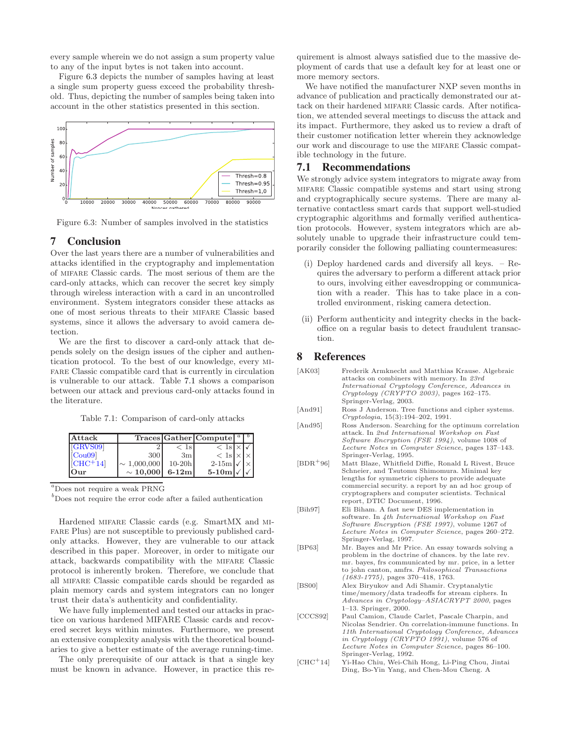every sample wherein we do not assign a sum property value to any of the input bytes is not taken into account.

Figure 6.3 depicts the number of samples having at least a single sum property guess exceed the probability threshold. Thus, depicting the number of samples being taken into account in the other statistics presented in this section.

Number of samples
Nonces gathered
0
20
40
60
80
100
0
10000
20000
30000
40000
50000
60000
70000
80000
90000
Thresh=0.8
Thresh=0.95
Thresh=1,0

Figure 6.3: Number of samples involved in the statistics

## 7 Conclusion

Over the last years there are a number of vulnerabilities and attacks identified in the cryptography and implementation of MIFARE Classic cards. The most serious of them are the card-only attacks, which can recover the secret key simply through wireless interaction with a card in an uncontrolled environment. System integrators consider these attacks as one of most serious threats to their MIFARE Classic based systems, since it allows the adversary to avoid camera detection.

We are the first to discover a card-only attack that depends solely on the design issues of the cipher and authentication protocol. To the best of our knowledge, every MIFARE Classic compatible card that is currently in circulation is vulnerable to our attack. Table 7.1 shows a comparison between our attack and previous card-only attacks found in the literature.

Table 7.1: Comparison of card-only attacks

| Attack | Traces | Gather | Compute | [a] | [b] |
|---|---|---|---|---|---|
| [GRVS09] | 2 | < 1s | < 1s | × | ✓ |
| [Cou09] | 300 | 3m | < 1s | × | × |
| [CHC+14] | ~ 1,000,000 | 10-20h | 2-15m | ✓ | × |
| **Our** | **~ 10,000** | **6-12m** | **5-10m** | ✓ | ✓ |

[a] Does not require a weak PRNG

[b] Does not require the error code after a failed authentication

Hardened MIFARE Classic cards (e.g. SmartMX and MIFARE Plus) are not susceptible to previously published card-only attacks. However, they are vulnerable to our attack described in this paper. Moreover, in order to mitigate our attack, backwards compatibility with the MIFARE Classic protocol is inherently broken. Therefore, we conclude that all MIFARE Classic compatible cards should be regarded as plain memory cards and system integrators can no longer trust their data's authenticity and confidentiality.

We have fully implemented and tested our attacks in practice on various hardened MIFARE Classic cards and recovered secret keys within minutes. Furthermore, we present an extensive complexity analysis with the theoretical boundaries to give a better estimate of the average running-time.

The only prerequisite of our attack is that a single key must be known in advance. However, in practice this requirement is almost always satisfied due to the massive deployment of cards that use a default key for at least one or more memory sectors.

We have notified the manufacturer NXP seven months in advance of publication and practically demonstrated our attack on their hardened MIFARE Classic cards. After notification, we attended several meetings to discuss the attack and its impact. Furthermore, they asked us to review a draft of their customer notification letter wherein they acknowledge our work and discourage to use the MIFARE Classic compatible technology in the future.

### 7.1 Recommendations

We strongly advice system integrators to migrate away from MIFARE Classic compatible systems and start using strong and cryptographically secure systems. There are many alternative contactless smart cards that support well-studied cryptographic algorithms and formally verified authentication protocols. However, system integrators which are absolutely unable to upgrade their infrastructure could temporarily consider the following palliating countermeasures:

(i) Deploy hardened cards and diversify all keys. – Requires the adversary to perform a different attack prior to ours, involving either eavesdropping or communication with a reader. This has to take place in a controlled environment, risking camera detection.

(ii) Perform authenticity and integrity checks in the back-office on a regular basis to detect fraudulent transaction.

## 8 References

[AK03] Frederik Armknecht and Matthias Krause. Algebraic attacks on combiners with memory. In *23rd International Cryptology Conference, Advances in Cryptology (CRYPTO 2003)*, pages 162–175. Springer-Verlag, 2003.

[And91] Ross J Anderson. Tree functions and cipher systems. *Cryptologia*, 15(3):194–202, 1991.

[And95] Ross Anderson. Searching for the optimum correlation attack. In *2nd International Workshop on Fast Software Encryption (FSE 1994)*, volume 1008 of *Lecture Notes in Computer Science*, pages 137–143. Springer-Verlag, 1995.

[BDR+96] Matt Blaze, Whitfield Diffie, Ronald L Rivest, Bruce Schneier, and Tsutomu Shimomura. Minimal key lengths for symmetric ciphers to provide adequate commercial security. a report by an ad hoc group of cryptographers and computer scientists. Technical report, DTIC Document, 1996.

[Bih97] Eli Biham. A fast new DES implementation in software. In *4th International Workshop on Fast Software Encryption (FSE 1997)*, volume 1267 of *Lecture Notes in Computer Science*, pages 260–272. Springer-Verlag, 1997.

[BP63] Mr. Bayes and Mr Price. An essay towards solving a problem in the doctrine of chances. by the late rev. mr. bayes, frs communicated by mr. price, in a letter to john canton, amfrs. *Philosophical Transactions (1683-1775)*, pages 370–418, 1763.

[BS00] Alex Biryukov and Adi Shamir. Cryptanalytic time/memory/data tradeoffs for stream ciphers. In *Advances in Cryptology–ASIACRYPT 2000*, pages 1–13. Springer, 2000.

[CCCS92] Paul Camion, Claude Carlet, Pascale Charpin, and Nicolas Sendrier. On correlation-immune functions. In *11th International Cryptology Conference, Advances in Cryptology (CRYPTO 1991)*, volume 576 of *Lecture Notes in Computer Science*, pages 86–100. Springer-Verlag, 1992.

[CHC+14] Yi-Hao Chiu, Wei-Chih Hong, Li-Ping Chou, Jintai Ding, Bo-Yin Yang, and Chen-Mou Cheng. A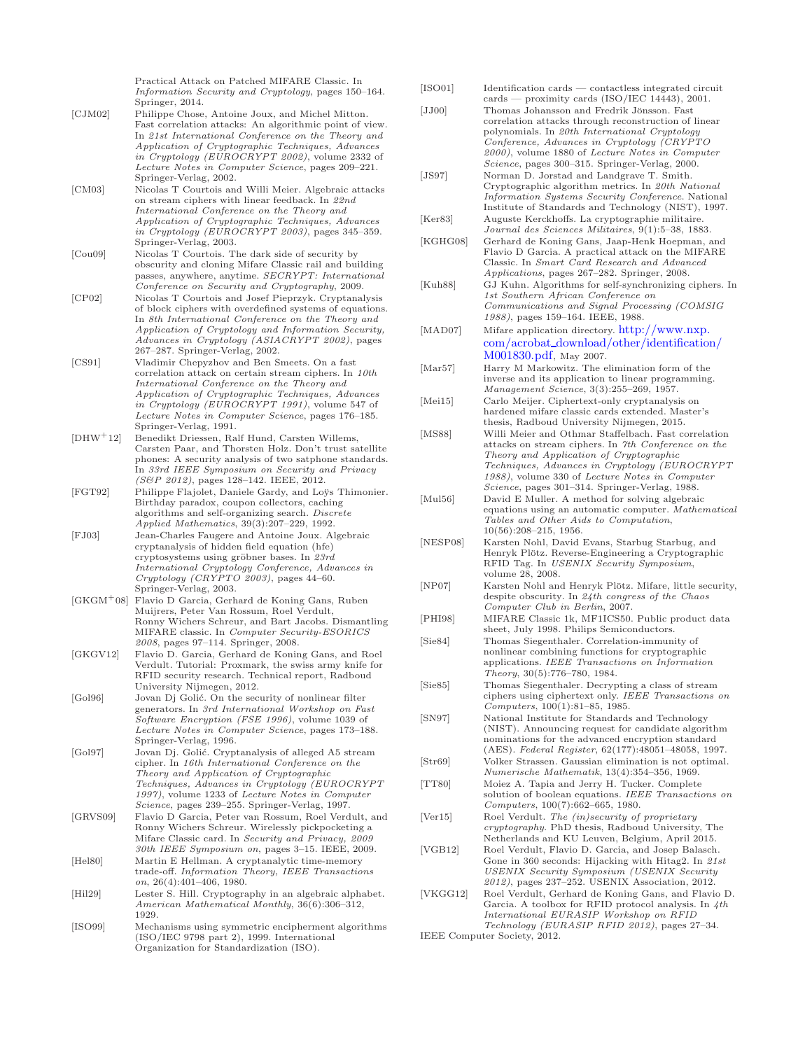Practical Attack on Patched MIFARE Classic. In *Information Security and Cryptology*, pages 150–164. Springer, 2014.

[CJM02] Philippe Chose, Antoine Joux, and Michel Mitton. Fast correlation attacks: An algorithmic point of view. In *21st International Conference on the Theory and Application of Cryptographic Techniques, Advances in Cryptology (EUROCRYPT 2002)*, volume 2332 of *Lecture Notes in Computer Science*, pages 209–221. Springer-Verlag, 2002.

[CM03] Nicolas T Courtois and Willi Meier. Algebraic attacks on stream ciphers with linear feedback. In *22nd International Conference on the Theory and Application of Cryptographic Techniques, Advances in Cryptology (EUROCRYPT 2003)*, pages 345–359. Springer-Verlag, 2003.

[Cou09] Nicolas T Courtois. The dark side of security by obscurity and cloning Mifare Classic rail and building passes, anywhere, anytime. *SECRYPT: International Conference on Security and Cryptography*, 2009.

[CP02] Nicolas T Courtois and Josef Pieprzyk. Cryptanalysis of block ciphers with overdefined systems of equations. In *8th International Conference on the Theory and Application of Cryptology and Information Security, Advances in Cryptology (ASIACRYPT 2002)*, pages 267–287. Springer-Verlag, 2002.

[CS91] Vladimir Chepyzhov and Ben Smeets. On a fast correlation attack on certain stream ciphers. In *10th International Conference on the Theory and Application of Cryptographic Techniques, Advances in Cryptology (EUROCRYPT 1991)*, volume 547 of *Lecture Notes in Computer Science*, pages 176–185. Springer-Verlag, 1991.

[DHW+12] Benedikt Driessen, Ralf Hund, Carsten Willems, Carsten Paar, and Thorsten Holz. Don't trust satellite phones: A security analysis of two satphone standards. In *33rd IEEE Symposium on Security and Privacy (S&P 2012)*, pages 128–142. IEEE, 2012.

[FGT92] Philippe Flajolet, Daniele Gardy, and Loÿs Thimonier. Birthday paradox, coupon collectors, caching algorithms and self-organizing search. *Discrete Applied Mathematics*, 39(3):207–229, 1992.

[FJ03] Jean-Charles Faugere and Antoine Joux. Algebraic cryptanalysis of hidden field equation (hfe) cryptosystems using gröbner bases. In *23rd International Cryptology Conference, Advances in Cryptology (CRYPTO 2003)*, pages 44–60. Springer-Verlag, 2003.

[GKGM+08] Flavio D Garcia, Gerhard de Koning Gans, Ruben Muijrers, Peter Van Rossum, Roel Verdult, Ronny Wichers Schreur, and Bart Jacobs. Dismantling MIFARE classic. In *Computer Security-ESORICS 2008*, pages 97–114. Springer, 2008.

[GKGV12] Flavio D. Garcia, Gerhard de Koning Gans, and Roel Verdult. Tutorial: Proxmark, the swiss army knife for RFID security research. Technical report, Radboud University Nijmegen, 2012.

[Gol96] Jovan Dj Golić. On the security of nonlinear filter generators. In *3rd International Workshop on Fast Software Encryption (FSE 1996)*, volume 1039 of *Lecture Notes in Computer Science*, pages 173–188. Springer-Verlag, 1996.

[Gol97] Jovan Dj. Golić. Cryptanalysis of alleged A5 stream cipher. In *16th International Conference on the Theory and Application of Cryptographic Techniques, Advances in Cryptology (EUROCRYPT 1997)*, volume 1233 of *Lecture Notes in Computer Science*, pages 239–255. Springer-Verlag, 1997.

[GRVS09] Flavio D Garcia, Peter van Rossum, Roel Verdult, and Ronny Wichers Schreur. Wirelessly pickpocketing a Mifare Classic card. In *Security and Privacy, 2009 30th IEEE Symposium on*, pages 3–15. IEEE, 2009.

[Hel80] Martin E Hellman. A cryptanalytic time-memory trade-off. *Information Theory, IEEE Transactions on*, 26(4):401–406, 1980.

[Hil29] Lester S. Hill. Cryptography in an algebraic alphabet. *American Mathematical Monthly*, 36(6):306–312, 1929.

[ISO99] Mechanisms using symmetric encipherment algorithms (ISO/IEC 9798 part 2), 1999. International Organization for Standardization (ISO).

[ISO01] Identification cards — contactless integrated circuit cards — proximity cards (ISO/IEC 14443), 2001.

[JJ00] Thomas Johansson and Fredrik Jönsson. Fast correlation attacks through reconstruction of linear polynomials. In *20th International Cryptology Conference, Advances in Cryptology (CRYPTO 2000)*, volume 1880 of *Lecture Notes in Computer Science*, pages 300–315. Springer-Verlag, 2000.

[JS97] Norman D. Jorstad and Landgrave T. Smith. Cryptographic algorithm metrics. In *20th National Information Systems Security Conference*. National Institute of Standards and Technology (NIST), 1997.

[Ker83] Auguste Kerckhoffs. La cryptographie militaire. *Journal des Sciences Militaires*, 9(1):5–38, 1883.

[KGHG08] Gerhard de Koning Gans, Jaap-Henk Hoepman, and Flavio D Garcia. A practical attack on the MIFARE Classic. In *Smart Card Research and Advanced Applications*, pages 267–282. Springer, 2008.

[Kuh88] GJ Kuhn. Algorithms for self-synchronizing ciphers. In *1st Southern African Conference on Communications and Signal Processing (COMSIG 1988)*, pages 159–164. IEEE, 1988.

[MAD07] Mifare application directory. http://www.nxp.com/acrobat_download/other/identification/M001830.pdf, May 2007.

[Mar57] Harry M Markowitz. The elimination form of the inverse and its application to linear programming. *Management Science*, 3(3):255–269, 1957.

[Mei15] Carlo Meijer. Ciphertext-only cryptanalysis on hardened mifare classic cards extended. Master's thesis, Radboud University Nijmegen, 2015.

[MS88] Willi Meier and Othmar Staffelbach. Fast correlation attacks on stream ciphers. In *7th Conference on the Theory and Application of Cryptographic Techniques, Advances in Cryptology (EUROCRYPT 1988)*, volume 330 of *Lecture Notes in Computer Science*, pages 301–314. Springer-Verlag, 1988.

[Mul56] David E Muller. A method for solving algebraic equations using an automatic computer. *Mathematical Tables and Other Aids to Computation*, 10(56):208–215, 1956.

[NESP08] Karsten Nohl, David Evans, Starbug Starbug, and Henryk Plötz. Reverse-Engineering a Cryptographic RFID Tag. In *USENIX Security Symposium*, volume 28, 2008.

[NP07] Karsten Nohl and Henryk Plötz. Mifare, little security, despite obscurity. In *24th congress of the Chaos Computer Club in Berlin*, 2007.

[PHI98] MIFARE Classic 1k, MF1ICS50. Public product data sheet, July 1998. Philips Semiconductors.

[Sie84] Thomas Siegenthaler. Correlation-immunity of nonlinear combining functions for cryptographic applications. *IEEE Transactions on Information Theory*, 30(5):776–780, 1984.

[Sie85] Thomas Siegenthaler. Decrypting a class of stream ciphers using ciphertext only. *IEEE Transactions on Computers*, 100(1):81–85, 1985.

[SN97] National Institute for Standards and Technology (NIST). Announcing request for candidate algorithm nominations for the advanced encryption standard (AES). *Federal Register*, 62(177):48051–48058, 1997.

[Str69] Volker Strassen. Gaussian elimination is not optimal. *Numerische Mathematik*, 13(4):354–356, 1969.

[TT80] Moiez A. Tapia and Jerry H. Tucker. Complete solution of boolean equations. *IEEE Transactions on Computers*, 100(7):662–665, 1980.

[Ver15] Roel Verdult. *The (in)security of proprietary cryptography*. PhD thesis, Radboud University, The Netherlands and KU Leuven, Belgium, April 2015.

[VGB12] Roel Verdult, Flavio D. Garcia, and Josep Balasch. Gone in 360 seconds: Hijacking with Hitag2. In *21st USENIX Security Symposium (USENIX Security 2012)*, pages 237–252. USENIX Association, 2012.

[VKGG12] Roel Verdult, Gerhard de Koning Gans, and Flavio D. Garcia. A toolbox for RFID protocol analysis. In *4th International EURASIP Workshop on RFID Technology (EURASIP RFID 2012)*, pages 27–34. IEEE Computer Society, 2012.